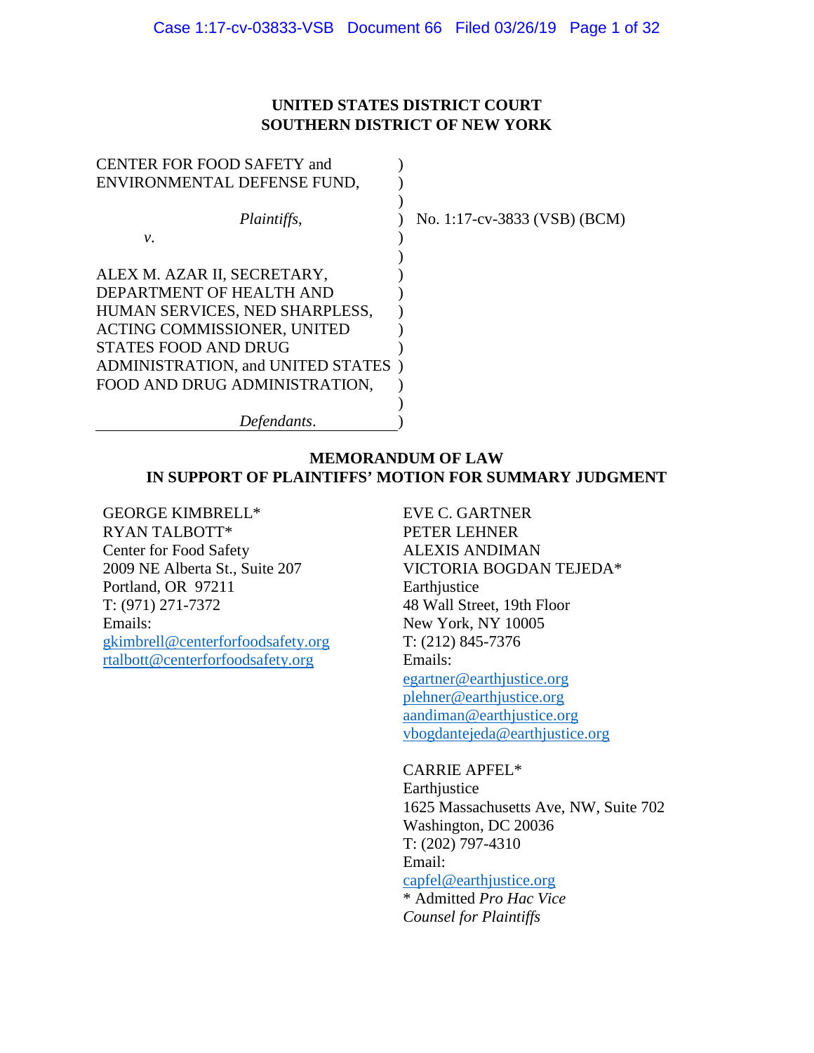**UNITED STATES DISTRICT COURT**
**SOUTHERN DISTRICT OF NEW YORK**

CENTER FOR FOOD SAFETY and ENVIRONMENTAL DEFENSE FUND,

*Plaintiffs*,

*v*.

ALEX M. AZAR II, SECRETARY, DEPARTMENT OF HEALTH AND HUMAN SERVICES, NED SHARPLESS, ACTING COMMISSIONER, UNITED STATES FOOD AND DRUG ADMINISTRATION, and UNITED STATES FOOD AND DRUG ADMINISTRATION,

*Defendants*.

No. 1:17-cv-3833 (VSB) (BCM)

**MEMORANDUM OF LAW**
**IN SUPPORT OF PLAINTIFFS' MOTION FOR SUMMARY JUDGMENT**

GEORGE KIMBRELL*
RYAN TALBOTT*
Center for Food Safety
2009 NE Alberta St., Suite 207
Portland, OR 97211
T: (971) 271-7372
Emails:
gkimbrell@centerforfoodsafety.org
rtalbott@centerforfoodsafety.org

EVE C. GARTNER
PETER LEHNER
ALEXIS ANDIMAN
VICTORIA BOGDAN TEJEDA*
Earthjustice
48 Wall Street, 19th Floor
New York, NY 10005
T: (212) 845-7376
Emails:
egartner@earthjustice.org
plehner@earthjustice.org
aandiman@earthjustice.org
vbogdantejeda@earthjustice.org

CARRIE APFEL*
Earthjustice
1625 Massachusetts Ave, NW, Suite 702
Washington, DC 20036
T: (202) 797-4310
Email:
capfel@earthjustice.org
* Admitted *Pro Hac Vice*
*Counsel for Plaintiffs*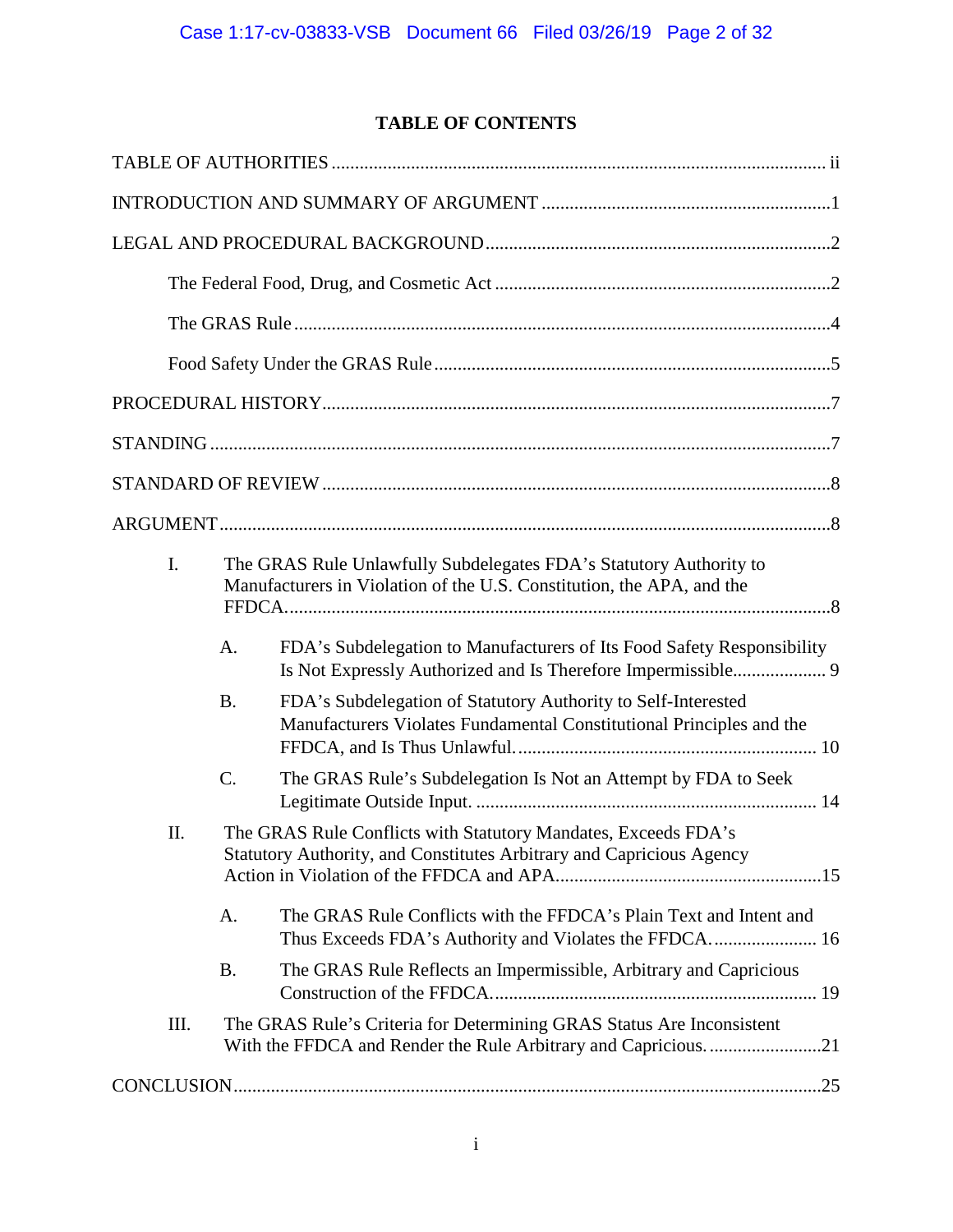# TABLE OF CONTENTS

TABLE OF AUTHORITIES ........................................................................................................ ii

INTRODUCTION AND SUMMARY OF ARGUMENT ..............................................................1

LEGAL AND PROCEDURAL BACKGROUND.........................................................................2

- The Federal Food, Drug, and Cosmetic Act ........................................................................2
- The GRAS Rule ..................................................................................................................4
- Food Safety Under the GRAS Rule .....................................................................................5

PROCEDURAL HISTORY............................................................................................................7

STANDING .....................................................................................................................................7

STANDARD OF REVIEW ............................................................................................................8

ARGUMENT ...................................................................................................................................8

- I. The GRAS Rule Unlawfully Subdelegates FDA's Statutory Authority to Manufacturers in Violation of the U.S. Constitution, the APA, and the FFDCA.....................................................................................................................8
  - A. FDA's Subdelegation to Manufacturers of Its Food Safety Responsibility Is Not Expressly Authorized and Is Therefore Impermissible.................... 9
  - B. FDA's Subdelegation of Statutory Authority to Self-Interested Manufacturers Violates Fundamental Constitutional Principles and the FFDCA, and Is Thus Unlawful. ................................................................. 10
  - C. The GRAS Rule's Subdelegation Is Not an Attempt by FDA to Seek Legitimate Outside Input. ......................................................................... 14
- II. The GRAS Rule Conflicts with Statutory Mandates, Exceeds FDA's Statutory Authority, and Constitutes Arbitrary and Capricious Agency Action in Violation of the FFDCA and APA.........................................................15
  - A. The GRAS Rule Conflicts with the FFDCA's Plain Text and Intent and Thus Exceeds FDA's Authority and Violates the FFDCA...................... 16
  - B. The GRAS Rule Reflects an Impermissible, Arbitrary and Capricious Construction of the FFDCA...................................................................... 19
- III. The GRAS Rule's Criteria for Determining GRAS Status Are Inconsistent With the FFDCA and Render the Rule Arbitrary and Capricious. ........................21

CONCLUSION..............................................................................................................................25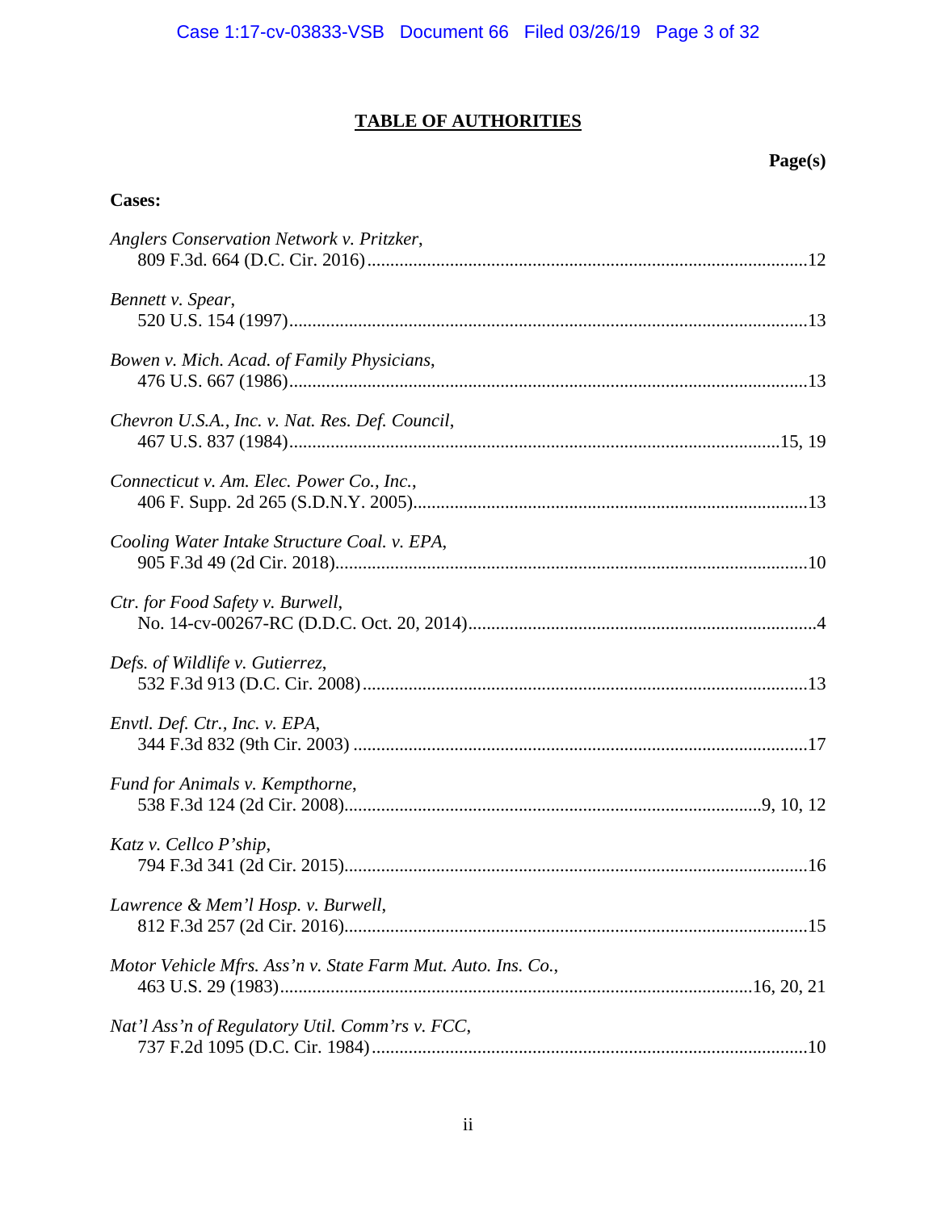# TABLE OF AUTHORITIES

**Page(s)**

**Cases:**

*Anglers Conservation Network v. Pritzker*,
809 F.3d. 664 (D.C. Cir. 2016) .......... 12

*Bennett v. Spear*,
520 U.S. 154 (1997) .......... 13

*Bowen v. Mich. Acad. of Family Physicians*,
476 U.S. 667 (1986) .......... 13

*Chevron U.S.A., Inc. v. Nat. Res. Def. Council*,
467 U.S. 837 (1984) .......... 15, 19

*Connecticut v. Am. Elec. Power Co., Inc.*,
406 F. Supp. 2d 265 (S.D.N.Y. 2005) .......... 13

*Cooling Water Intake Structure Coal. v. EPA*,
905 F.3d 49 (2d Cir. 2018) .......... 10

*Ctr. for Food Safety v. Burwell*,
No. 14-cv-00267-RC (D.D.C. Oct. 20, 2014) .......... 4

*Defs. of Wildlife v. Gutierrez*,
532 F.3d 913 (D.C. Cir. 2008) .......... 13

*Envtl. Def. Ctr., Inc. v. EPA*,
344 F.3d 832 (9th Cir. 2003) .......... 17

*Fund for Animals v. Kempthorne*,
538 F.3d 124 (2d Cir. 2008) .......... 9, 10, 12

*Katz v. Cellco P'ship*,
794 F.3d 341 (2d Cir. 2015) .......... 16

*Lawrence & Mem'l Hosp. v. Burwell*,
812 F.3d 257 (2d Cir. 2016) .......... 15

*Motor Vehicle Mfrs. Ass'n v. State Farm Mut. Auto. Ins. Co.*,
463 U.S. 29 (1983) .......... 16, 20, 21

*Nat'l Ass'n of Regulatory Util. Comm'rs v. FCC*,
737 F.2d 1095 (D.C. Cir. 1984) .......... 10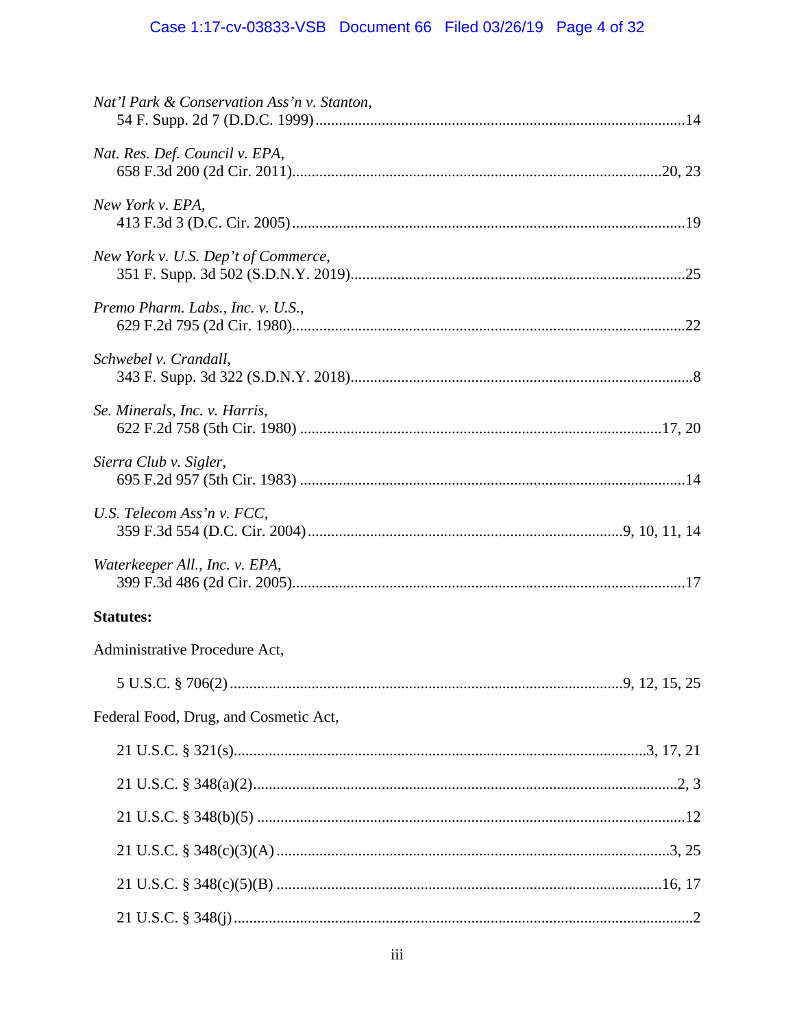*Nat'l Park & Conservation Ass'n v. Stanton*,
54 F. Supp. 2d 7 (D.D.C. 1999) ........................................................................................ 14

*Nat. Res. Def. Council v. EPA*,
658 F.3d 200 (2d Cir. 2011) ........................................................................................ 20, 23

*New York v. EPA*,
413 F.3d 3 (D.C. Cir. 2005) ........................................................................................ 19

*New York v. U.S. Dep't of Commerce*,
351 F. Supp. 3d 502 (S.D.N.Y. 2019) ........................................................................................ 25

*Premo Pharm. Labs., Inc. v. U.S.*,
629 F.2d 795 (2d Cir. 1980) ........................................................................................ 22

*Schwebel v. Crandall*,
343 F. Supp. 3d 322 (S.D.N.Y. 2018) ........................................................................................ 8

*Se. Minerals, Inc. v. Harris*,
622 F.2d 758 (5th Cir. 1980) ........................................................................................ 17, 20

*Sierra Club v. Sigler*,
695 F.2d 957 (5th Cir. 1983) ........................................................................................ 14

*U.S. Telecom Ass'n v. FCC*,
359 F.3d 554 (D.C. Cir. 2004) ........................................................................................ 9, 10, 11, 14

*Waterkeeper All., Inc. v. EPA*,
399 F.3d 486 (2d Cir. 2005) ........................................................................................ 17

**Statutes:**

Administrative Procedure Act,

5 U.S.C. § 706(2) ........................................................................................ 9, 12, 15, 25

Federal Food, Drug, and Cosmetic Act,

21 U.S.C. § 321(s) ........................................................................................ 3, 17, 21

21 U.S.C. § 348(a)(2) ........................................................................................ 2, 3

21 U.S.C. § 348(b)(5) ........................................................................................ 12

21 U.S.C. § 348(c)(3)(A) ........................................................................................ 3, 25

21 U.S.C. § 348(c)(5)(B) ........................................................................................ 16, 17

21 U.S.C. § 348(j) ........................................................................................ 2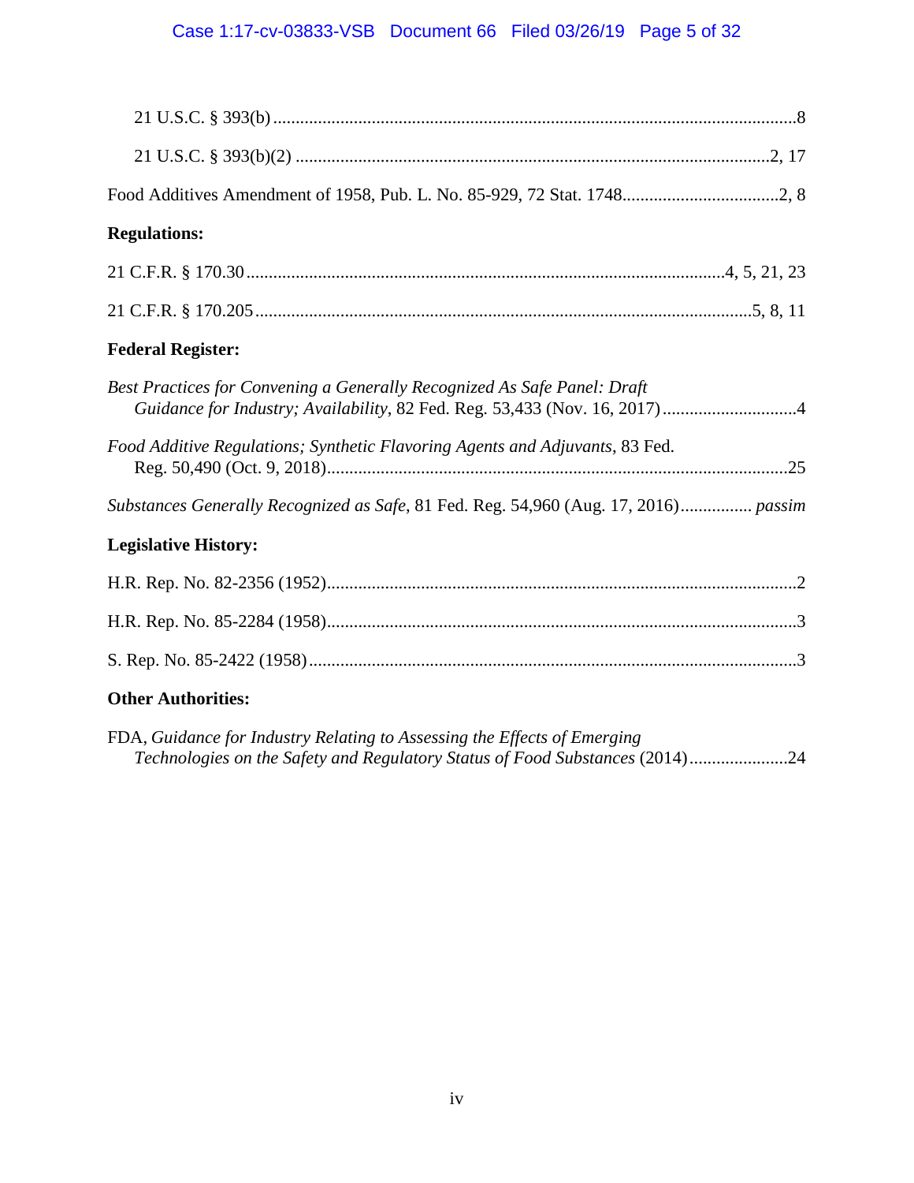21 U.S.C. § 393(b) ....................................................................................................8

21 U.S.C. § 393(b)(2) ..............................................................................................2, 17

Food Additives Amendment of 1958, Pub. L. No. 85-929, 72 Stat. 1748..................................2, 8

**Regulations:**

21 C.F.R. § 170.30 ....................................................................................................4, 5, 21, 23

21 C.F.R. § 170.205 ..................................................................................................5, 8, 11

**Federal Register:**

*Best Practices for Convening a Generally Recognized As Safe Panel: Draft Guidance for Industry; Availability*, 82 Fed. Reg. 53,433 (Nov. 16, 2017) ..............................4

*Food Additive Regulations; Synthetic Flavoring Agents and Adjuvants*, 83 Fed. Reg. 50,490 (Oct. 9, 2018)......................................................................................................25

*Substances Generally Recognized as Safe*, 81 Fed. Reg. 54,960 (Aug. 17, 2016)................ *passim*

**Legislative History:**

H.R. Rep. No. 82-2356 (1952)........................................................................................................2

H.R. Rep. No. 85-2284 (1958)........................................................................................................3

S. Rep. No. 85-2422 (1958)............................................................................................................3

**Other Authorities:**

FDA, *Guidance for Industry Relating to Assessing the Effects of Emerging Technologies on the Safety and Regulatory Status of Food Substances* (2014)......................24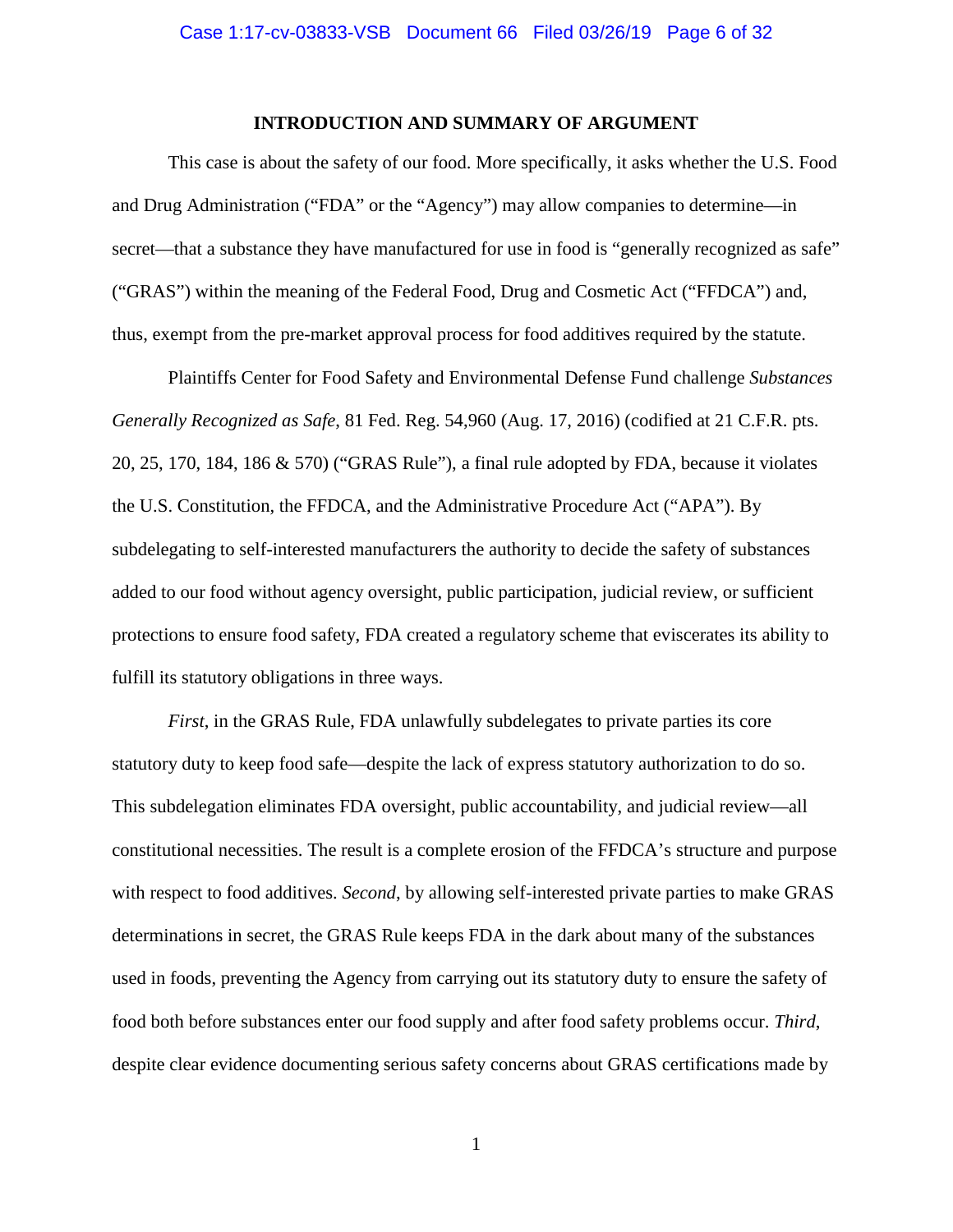## INTRODUCTION AND SUMMARY OF ARGUMENT

This case is about the safety of our food. More specifically, it asks whether the U.S. Food and Drug Administration ("FDA" or the "Agency") may allow companies to determine—in secret—that a substance they have manufactured for use in food is "generally recognized as safe" ("GRAS") within the meaning of the Federal Food, Drug and Cosmetic Act ("FFDCA") and, thus, exempt from the pre-market approval process for food additives required by the statute.

Plaintiffs Center for Food Safety and Environmental Defense Fund challenge *Substances Generally Recognized as Safe*, 81 Fed. Reg. 54,960 (Aug. 17, 2016) (codified at 21 C.F.R. pts. 20, 25, 170, 184, 186 & 570) ("GRAS Rule"), a final rule adopted by FDA, because it violates the U.S. Constitution, the FFDCA, and the Administrative Procedure Act ("APA"). By subdelegating to self-interested manufacturers the authority to decide the safety of substances added to our food without agency oversight, public participation, judicial review, or sufficient protections to ensure food safety, FDA created a regulatory scheme that eviscerates its ability to fulfill its statutory obligations in three ways.

*First*, in the GRAS Rule, FDA unlawfully subdelegates to private parties its core statutory duty to keep food safe—despite the lack of express statutory authorization to do so. This subdelegation eliminates FDA oversight, public accountability, and judicial review—all constitutional necessities. The result is a complete erosion of the FFDCA's structure and purpose with respect to food additives. *Second*, by allowing self-interested private parties to make GRAS determinations in secret, the GRAS Rule keeps FDA in the dark about many of the substances used in foods, preventing the Agency from carrying out its statutory duty to ensure the safety of food both before substances enter our food supply and after food safety problems occur. *Third*, despite clear evidence documenting serious safety concerns about GRAS certifications made by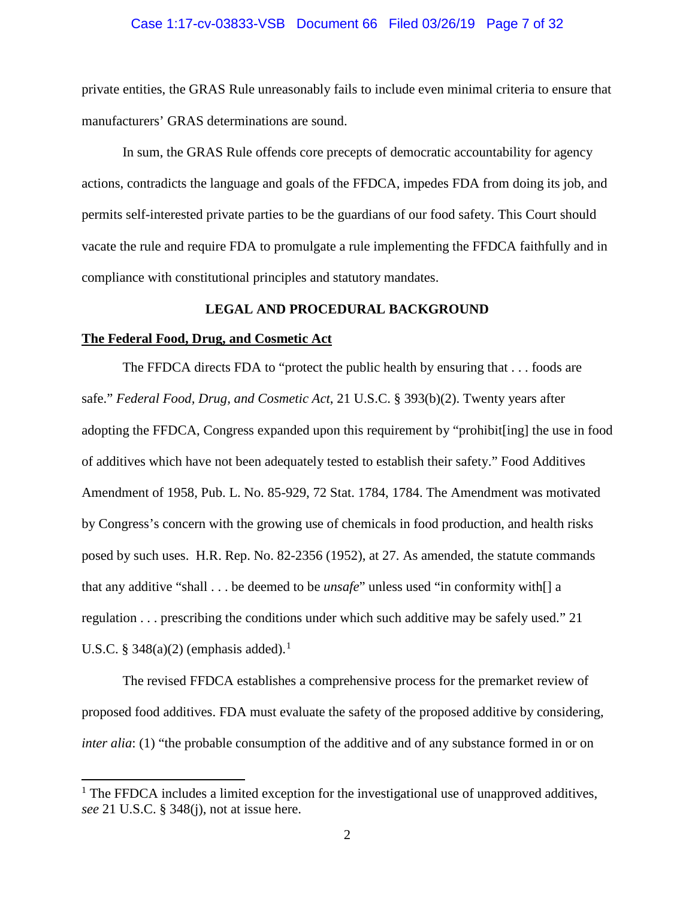private entities, the GRAS Rule unreasonably fails to include even minimal criteria to ensure that manufacturers' GRAS determinations are sound.

In sum, the GRAS Rule offends core precepts of democratic accountability for agency actions, contradicts the language and goals of the FFDCA, impedes FDA from doing its job, and permits self-interested private parties to be the guardians of our food safety. This Court should vacate the rule and require FDA to promulgate a rule implementing the FFDCA faithfully and in compliance with constitutional principles and statutory mandates.

## LEGAL AND PROCEDURAL BACKGROUND

**The Federal Food, Drug, and Cosmetic Act**

The FFDCA directs FDA to "protect the public health by ensuring that . . . foods are safe." *Federal Food, Drug, and Cosmetic Act*, 21 U.S.C. § 393(b)(2). Twenty years after adopting the FFDCA, Congress expanded upon this requirement by "prohibit[ing] the use in food of additives which have not been adequately tested to establish their safety." Food Additives Amendment of 1958, Pub. L. No. 85-929, 72 Stat. 1784, 1784. The Amendment was motivated by Congress's concern with the growing use of chemicals in food production, and health risks posed by such uses. H.R. Rep. No. 82-2356 (1952), at 27. As amended, the statute commands that any additive "shall . . . be deemed to be *unsafe*" unless used "in conformity with[] a regulation . . . prescribing the conditions under which such additive may be safely used." 21 U.S.C. § 348(a)(2) (emphasis added).[1]

The revised FFDCA establishes a comprehensive process for the premarket review of proposed food additives. FDA must evaluate the safety of the proposed additive by considering, *inter alia*: (1) "the probable consumption of the additive and of any substance formed in or on

[1] The FFDCA includes a limited exception for the investigational use of unapproved additives, *see* 21 U.S.C. § 348(j), not at issue here.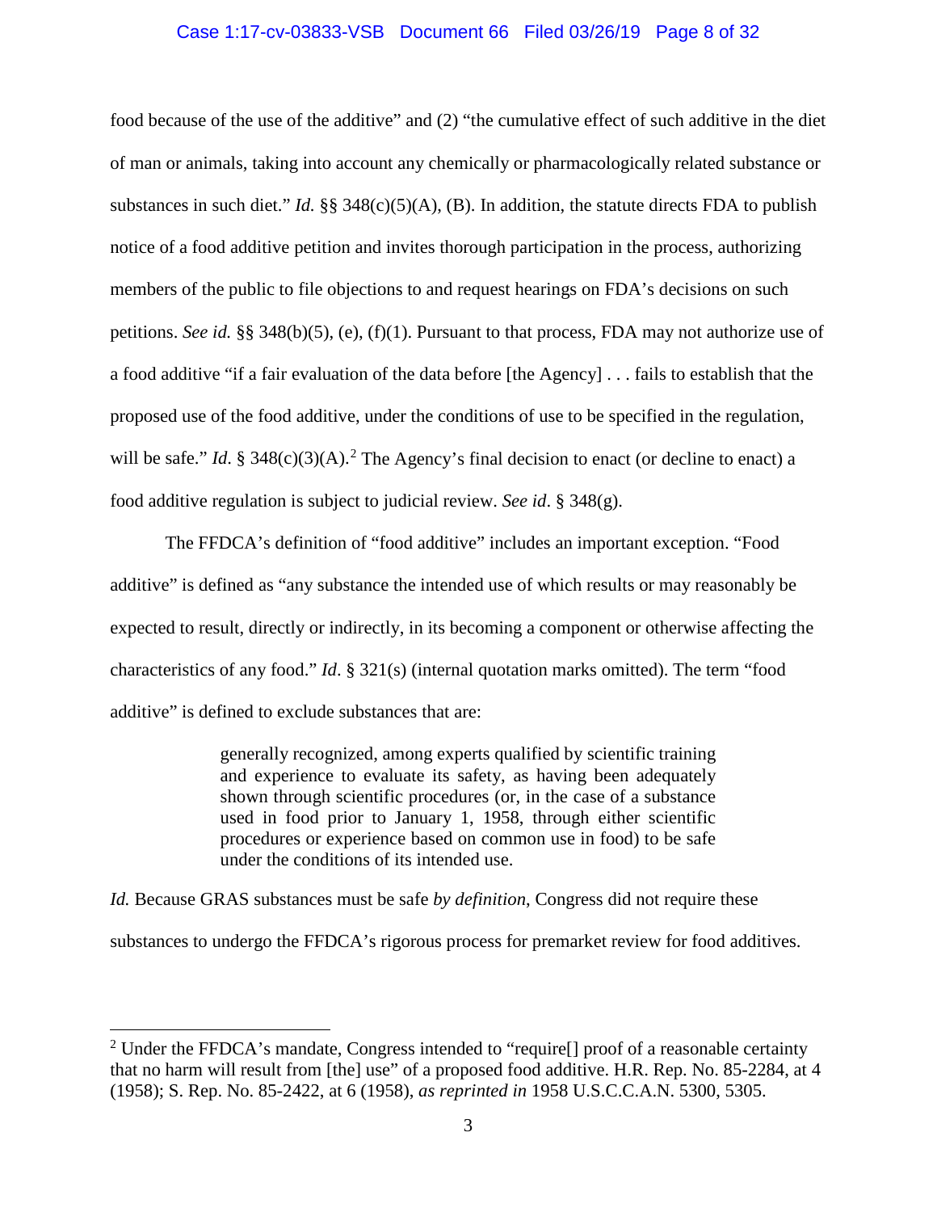food because of the use of the additive" and (2) "the cumulative effect of such additive in the diet of man or animals, taking into account any chemically or pharmacologically related substance or substances in such diet." *Id.* §§ 348(c)(5)(A), (B). In addition, the statute directs FDA to publish notice of a food additive petition and invites thorough participation in the process, authorizing members of the public to file objections to and request hearings on FDA's decisions on such petitions. *See id.* §§ 348(b)(5), (e), (f)(1). Pursuant to that process, FDA may not authorize use of a food additive "if a fair evaluation of the data before [the Agency] . . . fails to establish that the proposed use of the food additive, under the conditions of use to be specified in the regulation, will be safe." *Id.* § 348(c)(3)(A).[2] The Agency's final decision to enact (or decline to enact) a food additive regulation is subject to judicial review. *See id*. § 348(g).

The FFDCA's definition of "food additive" includes an important exception. "Food additive" is defined as "any substance the intended use of which results or may reasonably be expected to result, directly or indirectly, in its becoming a component or otherwise affecting the characteristics of any food." *Id*. § 321(s) (internal quotation marks omitted). The term "food additive" is defined to exclude substances that are:

> generally recognized, among experts qualified by scientific training and experience to evaluate its safety, as having been adequately shown through scientific procedures (or, in the case of a substance used in food prior to January 1, 1958, through either scientific procedures or experience based on common use in food) to be safe under the conditions of its intended use.

*Id.* Because GRAS substances must be safe *by definition*, Congress did not require these substances to undergo the FFDCA's rigorous process for premarket review for food additives.

---

[2] Under the FFDCA's mandate, Congress intended to "require[] proof of a reasonable certainty that no harm will result from [the] use" of a proposed food additive. H.R. Rep. No. 85-2284, at 4 (1958); S. Rep. No. 85-2422, at 6 (1958), *as reprinted in* 1958 U.S.C.C.A.N. 5300, 5305.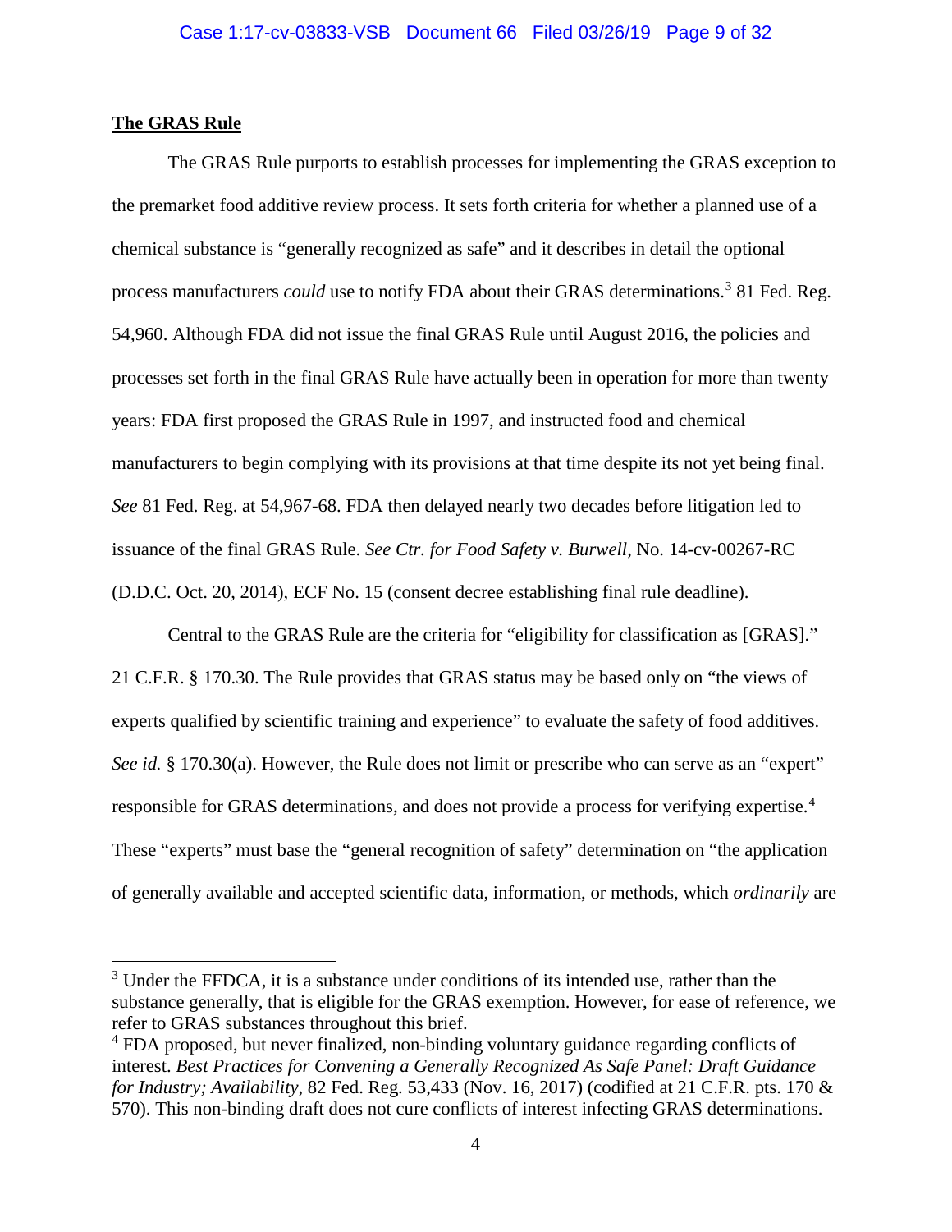**The GRAS Rule**

The GRAS Rule purports to establish processes for implementing the GRAS exception to the premarket food additive review process. It sets forth criteria for whether a planned use of a chemical substance is "generally recognized as safe" and it describes in detail the optional process manufacturers *could* use to notify FDA about their GRAS determinations.[3] 81 Fed. Reg. 54,960. Although FDA did not issue the final GRAS Rule until August 2016, the policies and processes set forth in the final GRAS Rule have actually been in operation for more than twenty years: FDA first proposed the GRAS Rule in 1997, and instructed food and chemical manufacturers to begin complying with its provisions at that time despite its not yet being final. *See* 81 Fed. Reg. at 54,967-68. FDA then delayed nearly two decades before litigation led to issuance of the final GRAS Rule. *See Ctr. for Food Safety v. Burwell*, No. 14-cv-00267-RC (D.D.C. Oct. 20, 2014), ECF No. 15 (consent decree establishing final rule deadline).

Central to the GRAS Rule are the criteria for "eligibility for classification as [GRAS]." 21 C.F.R. § 170.30. The Rule provides that GRAS status may be based only on "the views of experts qualified by scientific training and experience" to evaluate the safety of food additives. *See id.* § 170.30(a). However, the Rule does not limit or prescribe who can serve as an "expert" responsible for GRAS determinations, and does not provide a process for verifying expertise.[4] These "experts" must base the "general recognition of safety" determination on "the application of generally available and accepted scientific data, information, or methods, which *ordinarily* are

---

[3] Under the FFDCA, it is a substance under conditions of its intended use, rather than the substance generally, that is eligible for the GRAS exemption. However, for ease of reference, we refer to GRAS substances throughout this brief.

[4] FDA proposed, but never finalized, non-binding voluntary guidance regarding conflicts of interest. *Best Practices for Convening a Generally Recognized As Safe Panel: Draft Guidance for Industry; Availability*, 82 Fed. Reg. 53,433 (Nov. 16, 2017) (codified at 21 C.F.R. pts. 170 & 570). This non-binding draft does not cure conflicts of interest infecting GRAS determinations.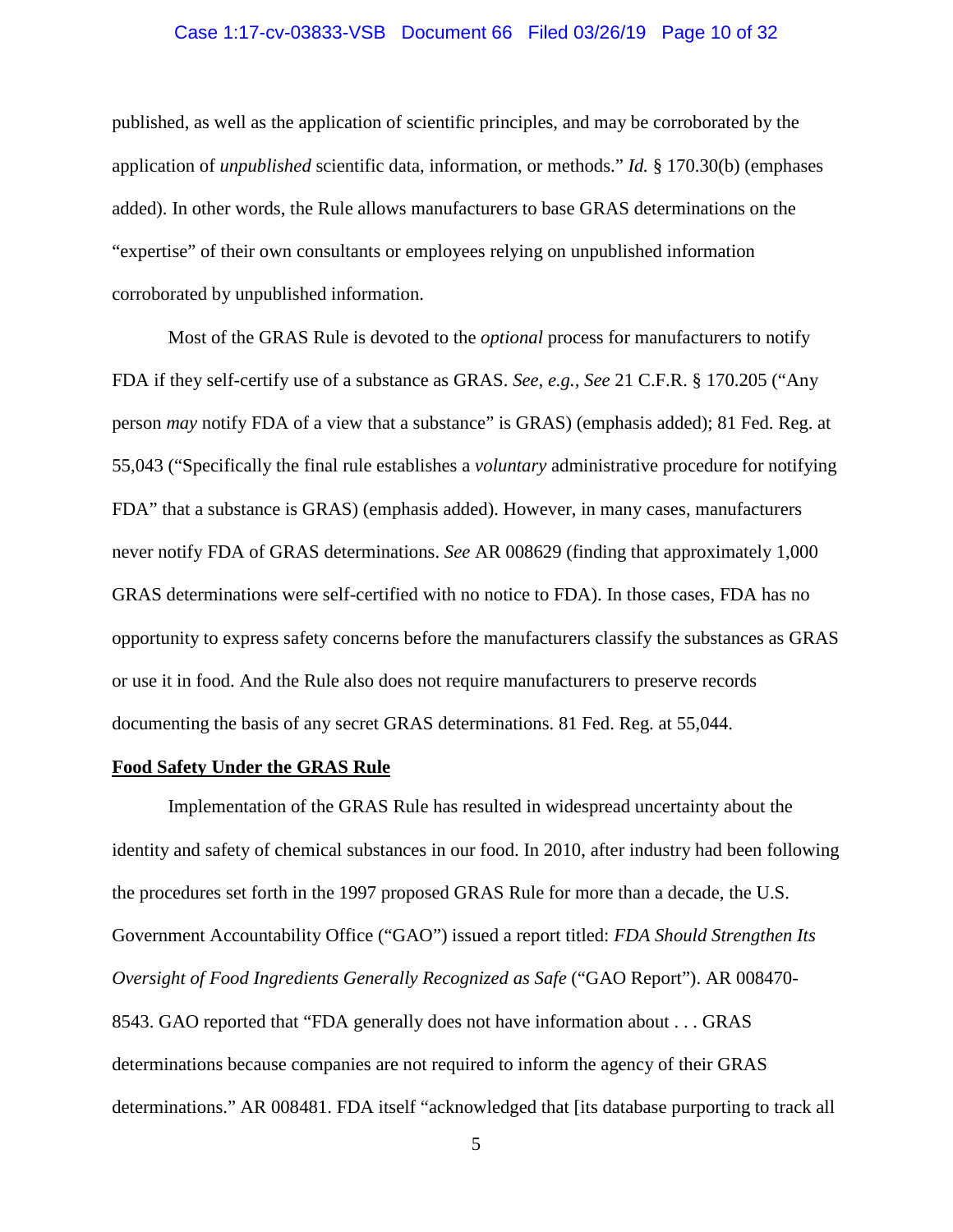published, as well as the application of scientific principles, and may be corroborated by the application of *unpublished* scientific data, information, or methods." *Id.* § 170.30(b) (emphases added). In other words, the Rule allows manufacturers to base GRAS determinations on the "expertise" of their own consultants or employees relying on unpublished information corroborated by unpublished information.

Most of the GRAS Rule is devoted to the *optional* process for manufacturers to notify FDA if they self-certify use of a substance as GRAS. *See, e.g., See* 21 C.F.R. § 170.205 ("Any person *may* notify FDA of a view that a substance" is GRAS) (emphasis added); 81 Fed. Reg. at 55,043 ("Specifically the final rule establishes a *voluntary* administrative procedure for notifying FDA" that a substance is GRAS) (emphasis added). However, in many cases, manufacturers never notify FDA of GRAS determinations. *See* AR 008629 (finding that approximately 1,000 GRAS determinations were self-certified with no notice to FDA). In those cases, FDA has no opportunity to express safety concerns before the manufacturers classify the substances as GRAS or use it in food. And the Rule also does not require manufacturers to preserve records documenting the basis of any secret GRAS determinations. 81 Fed. Reg. at 55,044.

**<u>Food Safety Under the GRAS Rule</u>**

Implementation of the GRAS Rule has resulted in widespread uncertainty about the identity and safety of chemical substances in our food. In 2010, after industry had been following the procedures set forth in the 1997 proposed GRAS Rule for more than a decade, the U.S. Government Accountability Office ("GAO") issued a report titled: *FDA Should Strengthen Its Oversight of Food Ingredients Generally Recognized as Safe* ("GAO Report"). AR 008470-8543. GAO reported that "FDA generally does not have information about . . . GRAS determinations because companies are not required to inform the agency of their GRAS determinations." AR 008481. FDA itself "acknowledged that [its database purporting to track all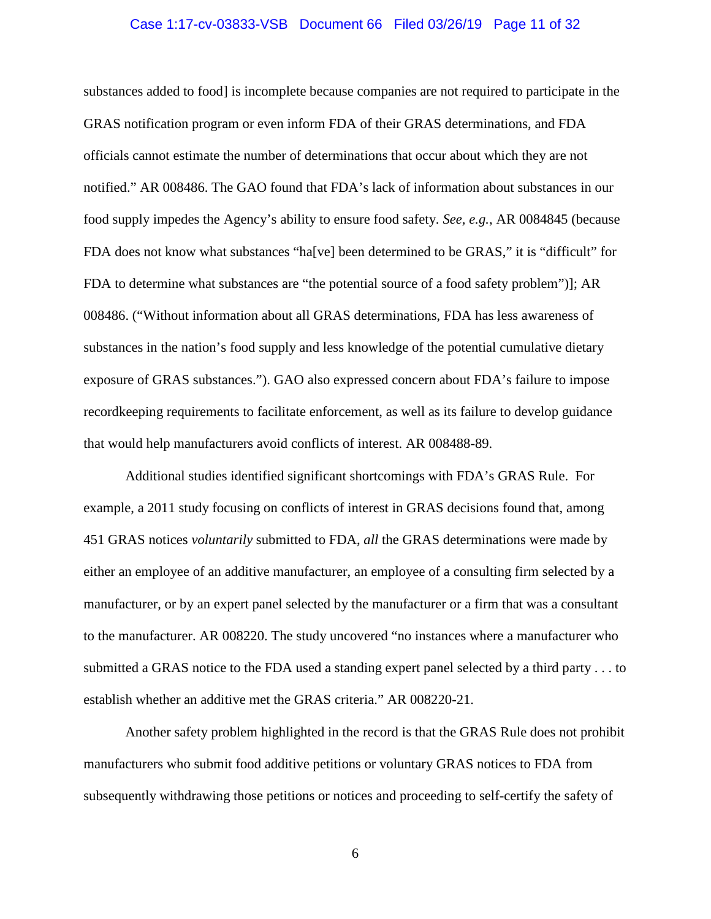substances added to food] is incomplete because companies are not required to participate in the GRAS notification program or even inform FDA of their GRAS determinations, and FDA officials cannot estimate the number of determinations that occur about which they are not notified." AR 008486. The GAO found that FDA's lack of information about substances in our food supply impedes the Agency's ability to ensure food safety. *See, e.g.*, AR 0084845 (because FDA does not know what substances "ha[ve] been determined to be GRAS," it is "difficult" for FDA to determine what substances are "the potential source of a food safety problem")]; AR 008486. ("Without information about all GRAS determinations, FDA has less awareness of substances in the nation's food supply and less knowledge of the potential cumulative dietary exposure of GRAS substances."). GAO also expressed concern about FDA's failure to impose recordkeeping requirements to facilitate enforcement, as well as its failure to develop guidance that would help manufacturers avoid conflicts of interest. AR 008488-89.

Additional studies identified significant shortcomings with FDA's GRAS Rule. For example, a 2011 study focusing on conflicts of interest in GRAS decisions found that, among 451 GRAS notices *voluntarily* submitted to FDA, *all* the GRAS determinations were made by either an employee of an additive manufacturer, an employee of a consulting firm selected by a manufacturer, or by an expert panel selected by the manufacturer or a firm that was a consultant to the manufacturer. AR 008220. The study uncovered "no instances where a manufacturer who submitted a GRAS notice to the FDA used a standing expert panel selected by a third party . . . to establish whether an additive met the GRAS criteria." AR 008220-21.

Another safety problem highlighted in the record is that the GRAS Rule does not prohibit manufacturers who submit food additive petitions or voluntary GRAS notices to FDA from subsequently withdrawing those petitions or notices and proceeding to self-certify the safety of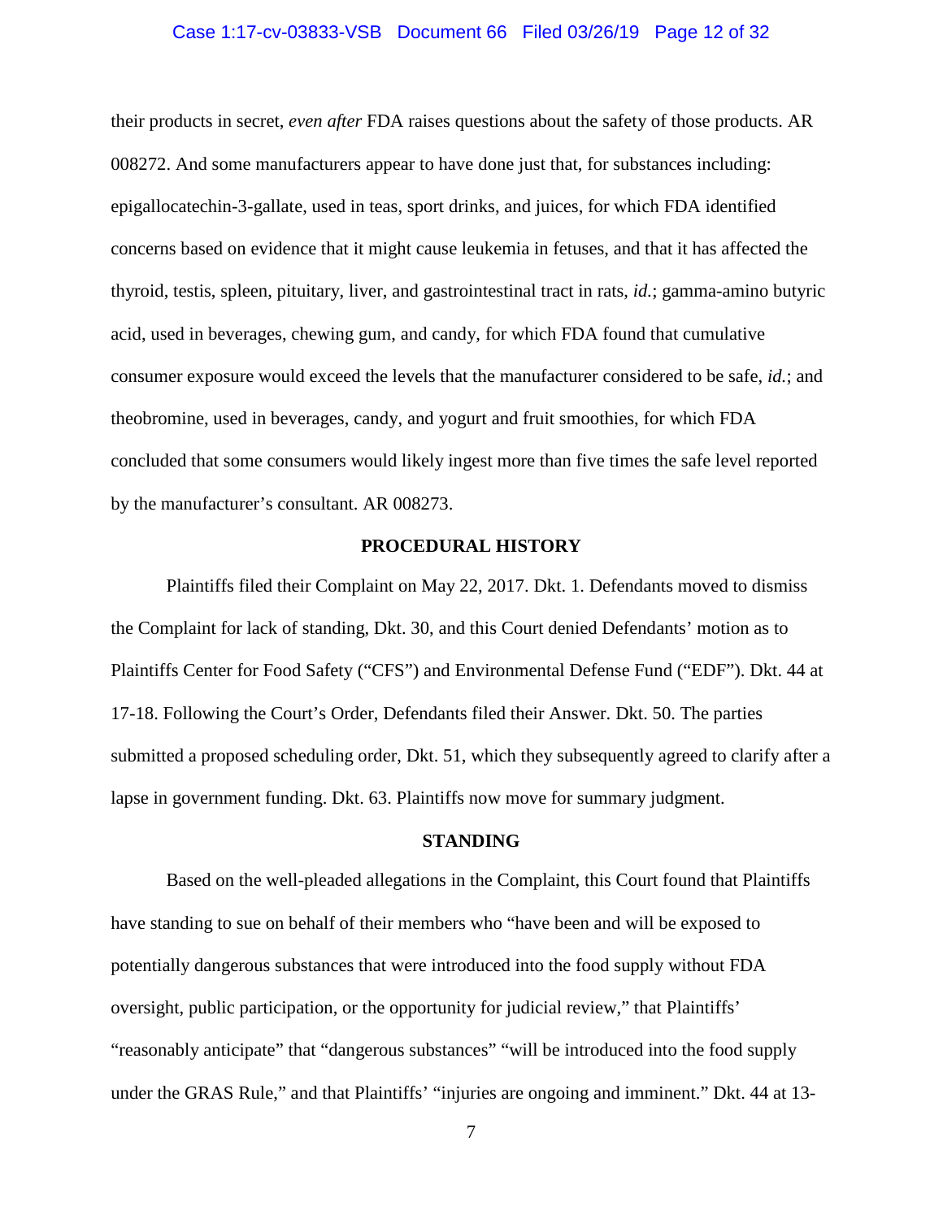their products in secret, *even after* FDA raises questions about the safety of those products. AR 008272. And some manufacturers appear to have done just that, for substances including: epigallocatechin-3-gallate, used in teas, sport drinks, and juices, for which FDA identified concerns based on evidence that it might cause leukemia in fetuses, and that it has affected the thyroid, testis, spleen, pituitary, liver, and gastrointestinal tract in rats, *id.*; gamma-amino butyric acid, used in beverages, chewing gum, and candy, for which FDA found that cumulative consumer exposure would exceed the levels that the manufacturer considered to be safe, *id.*; and theobromine, used in beverages, candy, and yogurt and fruit smoothies, for which FDA concluded that some consumers would likely ingest more than five times the safe level reported by the manufacturer's consultant. AR 008273.

## PROCEDURAL HISTORY

Plaintiffs filed their Complaint on May 22, 2017. Dkt. 1. Defendants moved to dismiss the Complaint for lack of standing, Dkt. 30, and this Court denied Defendants' motion as to Plaintiffs Center for Food Safety ("CFS") and Environmental Defense Fund ("EDF"). Dkt. 44 at 17-18. Following the Court's Order, Defendants filed their Answer. Dkt. 50. The parties submitted a proposed scheduling order, Dkt. 51, which they subsequently agreed to clarify after a lapse in government funding. Dkt. 63. Plaintiffs now move for summary judgment.

## STANDING

Based on the well-pleaded allegations in the Complaint, this Court found that Plaintiffs have standing to sue on behalf of their members who "have been and will be exposed to potentially dangerous substances that were introduced into the food supply without FDA oversight, public participation, or the opportunity for judicial review," that Plaintiffs' "reasonably anticipate" that "dangerous substances" "will be introduced into the food supply under the GRAS Rule," and that Plaintiffs' "injuries are ongoing and imminent." Dkt. 44 at 13-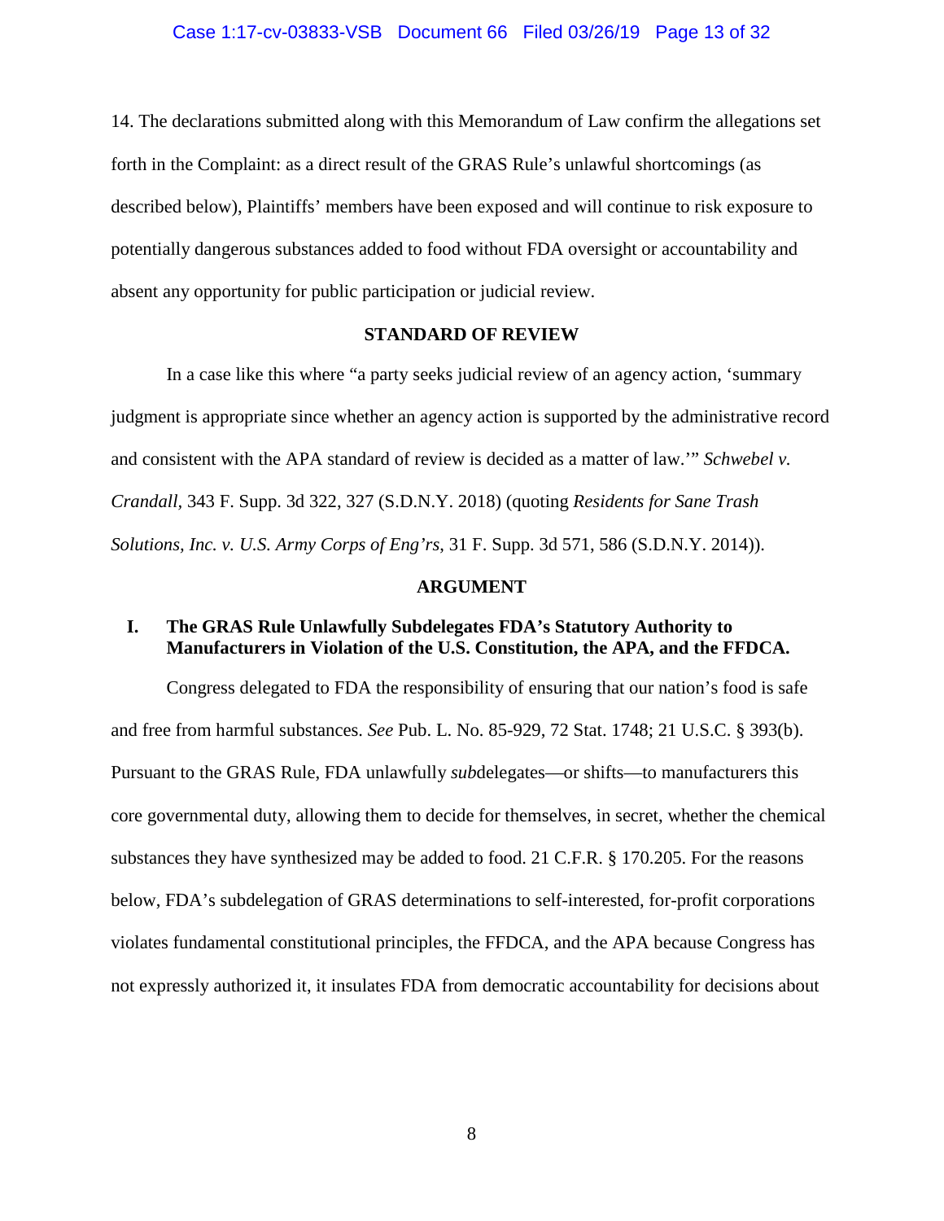14. The declarations submitted along with this Memorandum of Law confirm the allegations set forth in the Complaint: as a direct result of the GRAS Rule's unlawful shortcomings (as described below), Plaintiffs' members have been exposed and will continue to risk exposure to potentially dangerous substances added to food without FDA oversight or accountability and absent any opportunity for public participation or judicial review.

## STANDARD OF REVIEW

In a case like this where "a party seeks judicial review of an agency action, 'summary judgment is appropriate since whether an agency action is supported by the administrative record and consistent with the APA standard of review is decided as a matter of law.'" *Schwebel v. Crandall*, 343 F. Supp. 3d 322, 327 (S.D.N.Y. 2018) (quoting *Residents for Sane Trash Solutions, Inc. v. U.S. Army Corps of Eng'rs*, 31 F. Supp. 3d 571, 586 (S.D.N.Y. 2014)).

## ARGUMENT

### I. The GRAS Rule Unlawfully Subdelegates FDA's Statutory Authority to Manufacturers in Violation of the U.S. Constitution, the APA, and the FFDCA.

Congress delegated to FDA the responsibility of ensuring that our nation's food is safe and free from harmful substances. *See* Pub. L. No. 85-929, 72 Stat. 1748; 21 U.S.C. § 393(b). Pursuant to the GRAS Rule, FDA unlawfully *sub*delegates—or shifts—to manufacturers this core governmental duty, allowing them to decide for themselves, in secret, whether the chemical substances they have synthesized may be added to food. 21 C.F.R. § 170.205. For the reasons below, FDA's subdelegation of GRAS determinations to self-interested, for-profit corporations violates fundamental constitutional principles, the FFDCA, and the APA because Congress has not expressly authorized it, it insulates FDA from democratic accountability for decisions about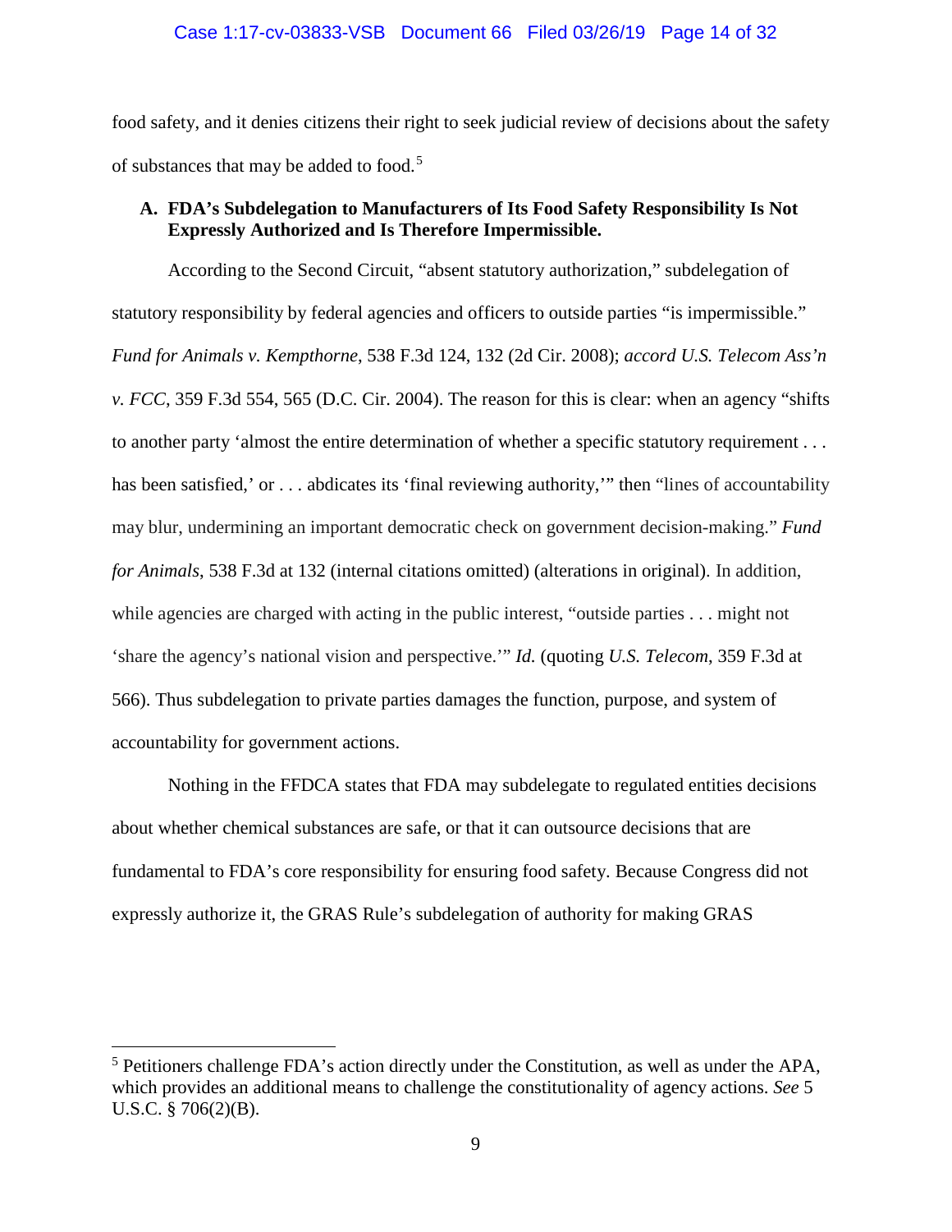food safety, and it denies citizens their right to seek judicial review of decisions about the safety of substances that may be added to food.[5]

### A. FDA's Subdelegation to Manufacturers of Its Food Safety Responsibility Is Not Expressly Authorized and Is Therefore Impermissible.

According to the Second Circuit, "absent statutory authorization," subdelegation of statutory responsibility by federal agencies and officers to outside parties "is impermissible." *Fund for Animals v. Kempthorne*, 538 F.3d 124, 132 (2d Cir. 2008); *accord U.S. Telecom Ass'n v. FCC*, 359 F.3d 554, 565 (D.C. Cir. 2004). The reason for this is clear: when an agency "shifts to another party 'almost the entire determination of whether a specific statutory requirement . . . has been satisfied,' or . . . abdicates its 'final reviewing authority,'" then "lines of accountability may blur, undermining an important democratic check on government decision-making." *Fund for Animals*, 538 F.3d at 132 (internal citations omitted) (alterations in original). In addition, while agencies are charged with acting in the public interest, "outside parties . . . might not 'share the agency's national vision and perspective.'" *Id.* (quoting *U.S. Telecom*, 359 F.3d at 566). Thus subdelegation to private parties damages the function, purpose, and system of accountability for government actions.

Nothing in the FFDCA states that FDA may subdelegate to regulated entities decisions about whether chemical substances are safe, or that it can outsource decisions that are fundamental to FDA's core responsibility for ensuring food safety. Because Congress did not expressly authorize it, the GRAS Rule's subdelegation of authority for making GRAS

---

[5] Petitioners challenge FDA's action directly under the Constitution, as well as under the APA, which provides an additional means to challenge the constitutionality of agency actions. *See* 5 U.S.C. § 706(2)(B).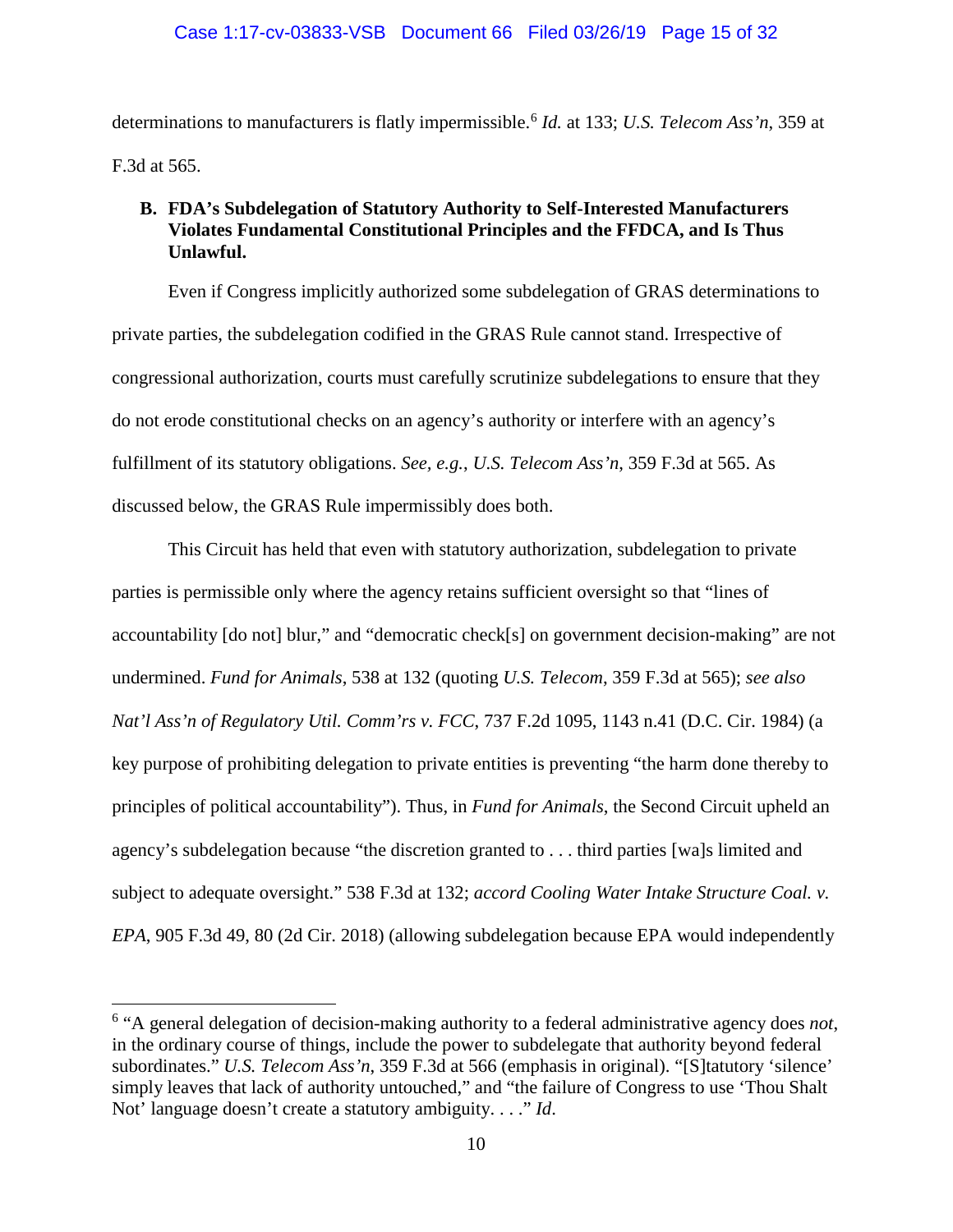determinations to manufacturers is flatly impermissible.[6] *Id.* at 133; *U.S. Telecom Ass'n*, 359 at F.3d at 565.

### B. FDA's Subdelegation of Statutory Authority to Self-Interested Manufacturers Violates Fundamental Constitutional Principles and the FFDCA, and Is Thus Unlawful.

Even if Congress implicitly authorized some subdelegation of GRAS determinations to private parties, the subdelegation codified in the GRAS Rule cannot stand. Irrespective of congressional authorization, courts must carefully scrutinize subdelegations to ensure that they do not erode constitutional checks on an agency's authority or interfere with an agency's fulfillment of its statutory obligations. *See, e.g.*, *U.S. Telecom Ass'n*, 359 F.3d at 565. As discussed below, the GRAS Rule impermissibly does both.

This Circuit has held that even with statutory authorization, subdelegation to private parties is permissible only where the agency retains sufficient oversight so that "lines of accountability [do not] blur," and "democratic check[s] on government decision-making" are not undermined. *Fund for Animals*, 538 at 132 (quoting *U.S. Telecom*, 359 F.3d at 565); *see also Nat'l Ass'n of Regulatory Util. Comm'rs v. FCC*, 737 F.2d 1095, 1143 n.41 (D.C. Cir. 1984) (a key purpose of prohibiting delegation to private entities is preventing "the harm done thereby to principles of political accountability"). Thus, in *Fund for Animals*, the Second Circuit upheld an agency's subdelegation because "the discretion granted to . . . third parties [wa]s limited and subject to adequate oversight." 538 F.3d at 132; *accord Cooling Water Intake Structure Coal. v. EPA*, 905 F.3d 49, 80 (2d Cir. 2018) (allowing subdelegation because EPA would independently

---

[6] "A general delegation of decision-making authority to a federal administrative agency does *not*, in the ordinary course of things, include the power to subdelegate that authority beyond federal subordinates." *U.S. Telecom Ass'n*, 359 F.3d at 566 (emphasis in original). "[S]tatutory 'silence' simply leaves that lack of authority untouched," and "the failure of Congress to use 'Thou Shalt Not' language doesn't create a statutory ambiguity. . . ." *Id*.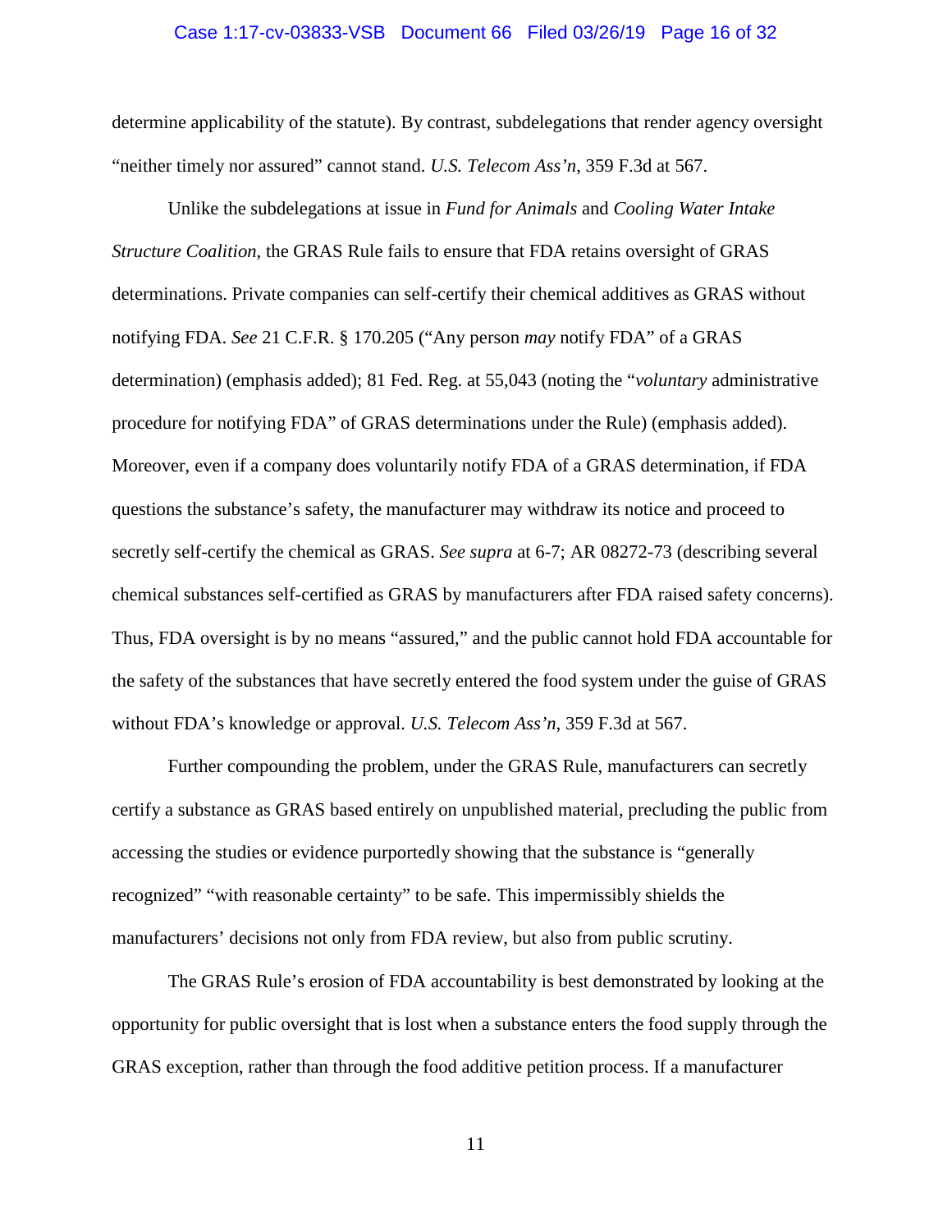determine applicability of the statute). By contrast, subdelegations that render agency oversight "neither timely nor assured" cannot stand. *U.S. Telecom Ass'n*, 359 F.3d at 567.

Unlike the subdelegations at issue in *Fund for Animals* and *Cooling Water Intake Structure Coalition*, the GRAS Rule fails to ensure that FDA retains oversight of GRAS determinations. Private companies can self-certify their chemical additives as GRAS without notifying FDA. *See* 21 C.F.R. § 170.205 ("Any person *may* notify FDA" of a GRAS determination) (emphasis added); 81 Fed. Reg. at 55,043 (noting the "*voluntary* administrative procedure for notifying FDA" of GRAS determinations under the Rule) (emphasis added). Moreover, even if a company does voluntarily notify FDA of a GRAS determination, if FDA questions the substance's safety, the manufacturer may withdraw its notice and proceed to secretly self-certify the chemical as GRAS. *See supra* at 6-7; AR 08272-73 (describing several chemical substances self-certified as GRAS by manufacturers after FDA raised safety concerns). Thus, FDA oversight is by no means "assured," and the public cannot hold FDA accountable for the safety of the substances that have secretly entered the food system under the guise of GRAS without FDA's knowledge or approval. *U.S. Telecom Ass'n*, 359 F.3d at 567.

Further compounding the problem, under the GRAS Rule, manufacturers can secretly certify a substance as GRAS based entirely on unpublished material, precluding the public from accessing the studies or evidence purportedly showing that the substance is "generally recognized" "with reasonable certainty" to be safe. This impermissibly shields the manufacturers' decisions not only from FDA review, but also from public scrutiny.

The GRAS Rule's erosion of FDA accountability is best demonstrated by looking at the opportunity for public oversight that is lost when a substance enters the food supply through the GRAS exception, rather than through the food additive petition process. If a manufacturer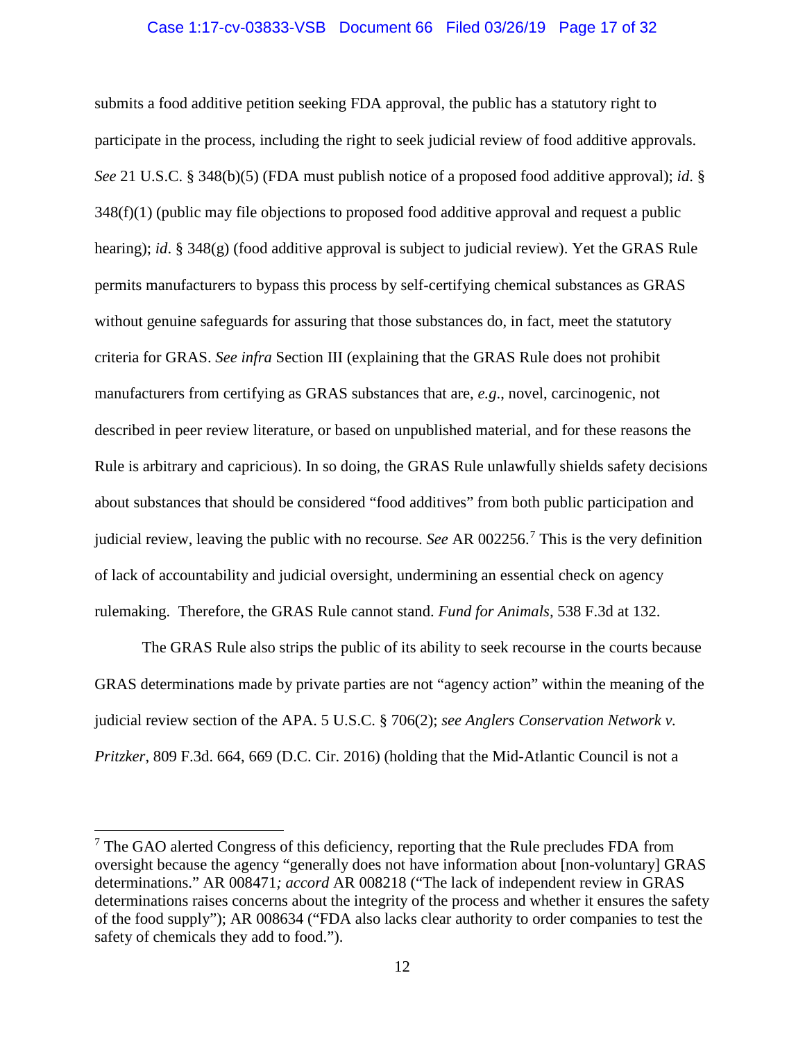submits a food additive petition seeking FDA approval, the public has a statutory right to participate in the process, including the right to seek judicial review of food additive approvals. *See* 21 U.S.C. § 348(b)(5) (FDA must publish notice of a proposed food additive approval); *id*. § 348(f)(1) (public may file objections to proposed food additive approval and request a public hearing); *id*. § 348(g) (food additive approval is subject to judicial review). Yet the GRAS Rule permits manufacturers to bypass this process by self-certifying chemical substances as GRAS without genuine safeguards for assuring that those substances do, in fact, meet the statutory criteria for GRAS. *See infra* Section III (explaining that the GRAS Rule does not prohibit manufacturers from certifying as GRAS substances that are, *e.g.*, novel, carcinogenic, not described in peer review literature, or based on unpublished material, and for these reasons the Rule is arbitrary and capricious). In so doing, the GRAS Rule unlawfully shields safety decisions about substances that should be considered "food additives" from both public participation and judicial review, leaving the public with no recourse. *See* AR 002256.[7] This is the very definition of lack of accountability and judicial oversight, undermining an essential check on agency rulemaking. Therefore, the GRAS Rule cannot stand. *Fund for Animals,* 538 F.3d at 132.

The GRAS Rule also strips the public of its ability to seek recourse in the courts because GRAS determinations made by private parties are not "agency action" within the meaning of the judicial review section of the APA. 5 U.S.C. § 706(2); *see Anglers Conservation Network v. Pritzker*, 809 F.3d. 664, 669 (D.C. Cir. 2016) (holding that the Mid-Atlantic Council is not a

---

[7] The GAO alerted Congress of this deficiency, reporting that the Rule precludes FDA from oversight because the agency "generally does not have information about [non-voluntary] GRAS determinations." AR 008471*; accord* AR 008218 ("The lack of independent review in GRAS determinations raises concerns about the integrity of the process and whether it ensures the safety of the food supply"); AR 008634 ("FDA also lacks clear authority to order companies to test the safety of chemicals they add to food.").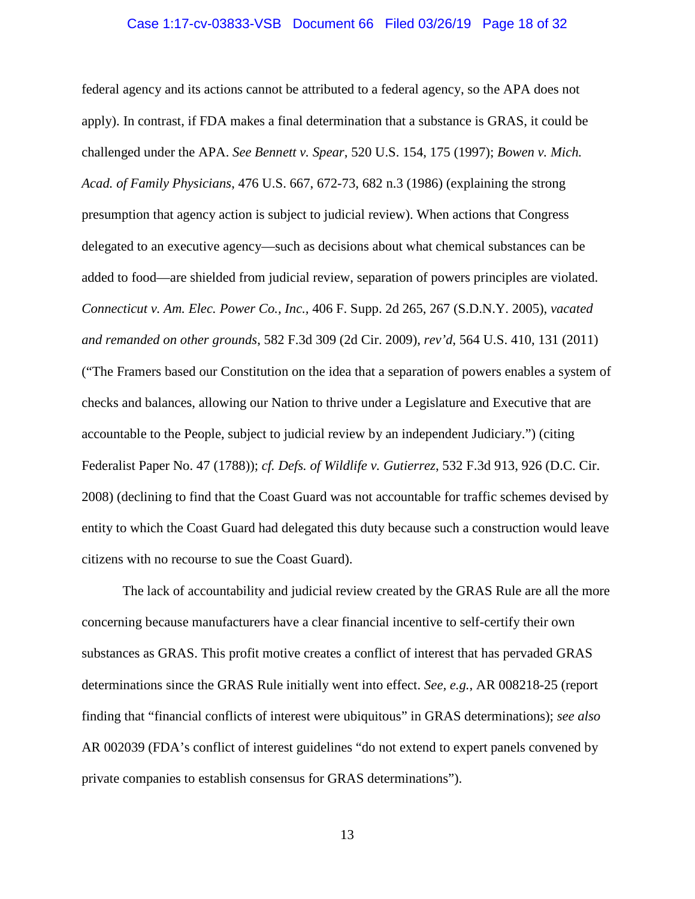federal agency and its actions cannot be attributed to a federal agency, so the APA does not apply). In contrast, if FDA makes a final determination that a substance is GRAS, it could be challenged under the APA. *See Bennett v. Spear*, 520 U.S. 154, 175 (1997); *Bowen v. Mich. Acad. of Family Physicians*, 476 U.S. 667, 672-73, 682 n.3 (1986) (explaining the strong presumption that agency action is subject to judicial review). When actions that Congress delegated to an executive agency—such as decisions about what chemical substances can be added to food—are shielded from judicial review, separation of powers principles are violated. *Connecticut v. Am. Elec. Power Co., Inc.*, 406 F. Supp. 2d 265, 267 (S.D.N.Y. 2005), *vacated and remanded on other grounds*, 582 F.3d 309 (2d Cir. 2009), *rev'd*, 564 U.S. 410, 131 (2011) ("The Framers based our Constitution on the idea that a separation of powers enables a system of checks and balances, allowing our Nation to thrive under a Legislature and Executive that are accountable to the People, subject to judicial review by an independent Judiciary.") (citing Federalist Paper No. 47 (1788)); *cf. Defs. of Wildlife v. Gutierrez*, 532 F.3d 913, 926 (D.C. Cir. 2008) (declining to find that the Coast Guard was not accountable for traffic schemes devised by entity to which the Coast Guard had delegated this duty because such a construction would leave citizens with no recourse to sue the Coast Guard).

The lack of accountability and judicial review created by the GRAS Rule are all the more concerning because manufacturers have a clear financial incentive to self-certify their own substances as GRAS. This profit motive creates a conflict of interest that has pervaded GRAS determinations since the GRAS Rule initially went into effect. *See, e.g.*, AR 008218-25 (report finding that "financial conflicts of interest were ubiquitous" in GRAS determinations); *see also* AR 002039 (FDA's conflict of interest guidelines "do not extend to expert panels convened by private companies to establish consensus for GRAS determinations").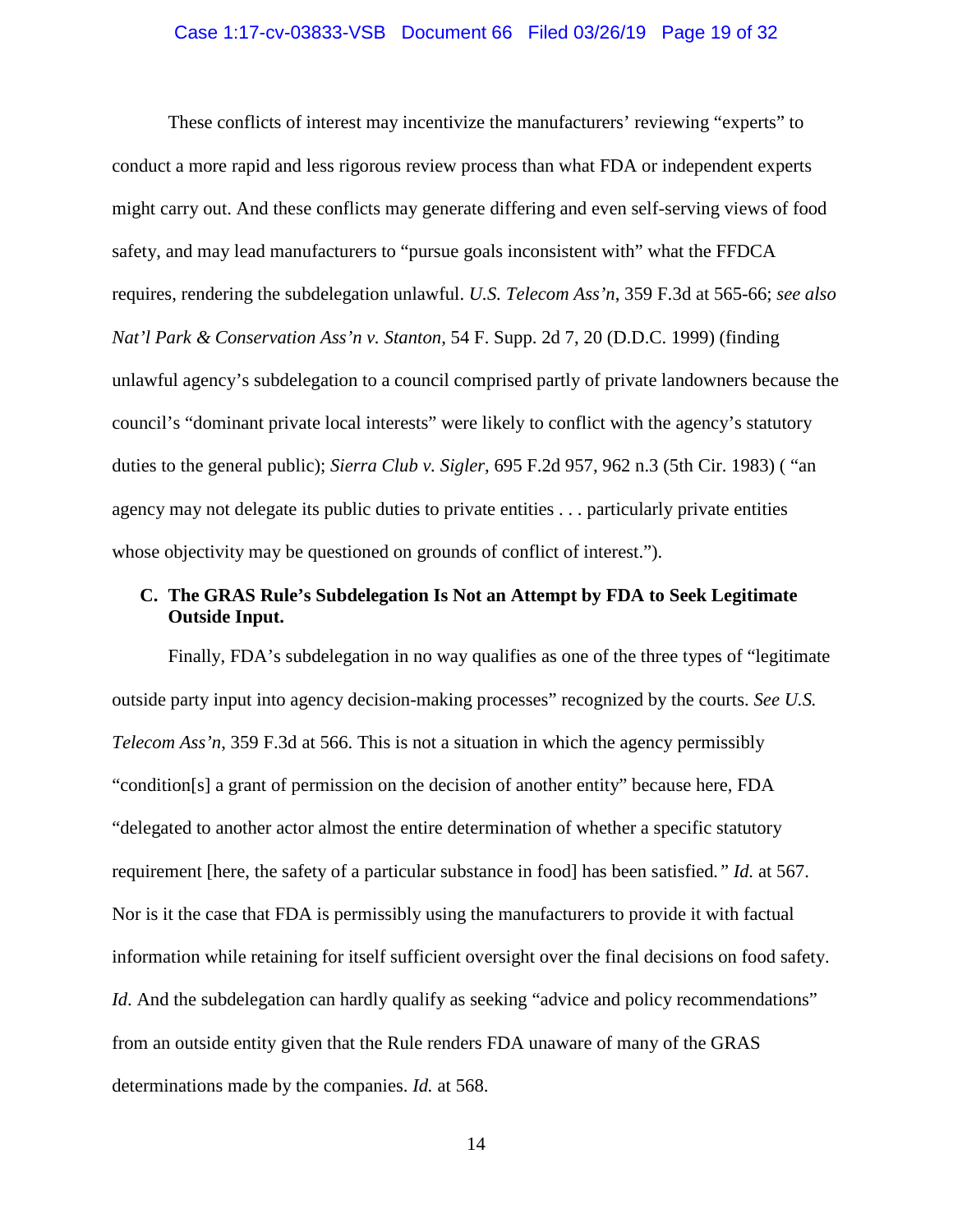These conflicts of interest may incentivize the manufacturers' reviewing "experts" to conduct a more rapid and less rigorous review process than what FDA or independent experts might carry out. And these conflicts may generate differing and even self-serving views of food safety, and may lead manufacturers to "pursue goals inconsistent with" what the FFDCA requires, rendering the subdelegation unlawful. *U.S. Telecom Ass'n*, 359 F.3d at 565-66; *see also Nat'l Park & Conservation Ass'n v. Stanton*, 54 F. Supp. 2d 7, 20 (D.D.C. 1999) (finding unlawful agency's subdelegation to a council comprised partly of private landowners because the council's "dominant private local interests" were likely to conflict with the agency's statutory duties to the general public); *Sierra Club v. Sigler*, 695 F.2d 957, 962 n.3 (5th Cir. 1983) ( "an agency may not delegate its public duties to private entities . . . particularly private entities whose objectivity may be questioned on grounds of conflict of interest.").

### C. The GRAS Rule's Subdelegation Is Not an Attempt by FDA to Seek Legitimate Outside Input.

Finally, FDA's subdelegation in no way qualifies as one of the three types of "legitimate outside party input into agency decision-making processes" recognized by the courts. *See U.S. Telecom Ass'n*, 359 F.3d at 566. This is not a situation in which the agency permissibly "condition[s] a grant of permission on the decision of another entity" because here, FDA "delegated to another actor almost the entire determination of whether a specific statutory requirement [here, the safety of a particular substance in food] has been satisfied." *Id.* at 567. Nor is it the case that FDA is permissibly using the manufacturers to provide it with factual information while retaining for itself sufficient oversight over the final decisions on food safety. *Id.* And the subdelegation can hardly qualify as seeking "advice and policy recommendations" from an outside entity given that the Rule renders FDA unaware of many of the GRAS determinations made by the companies. *Id.* at 568.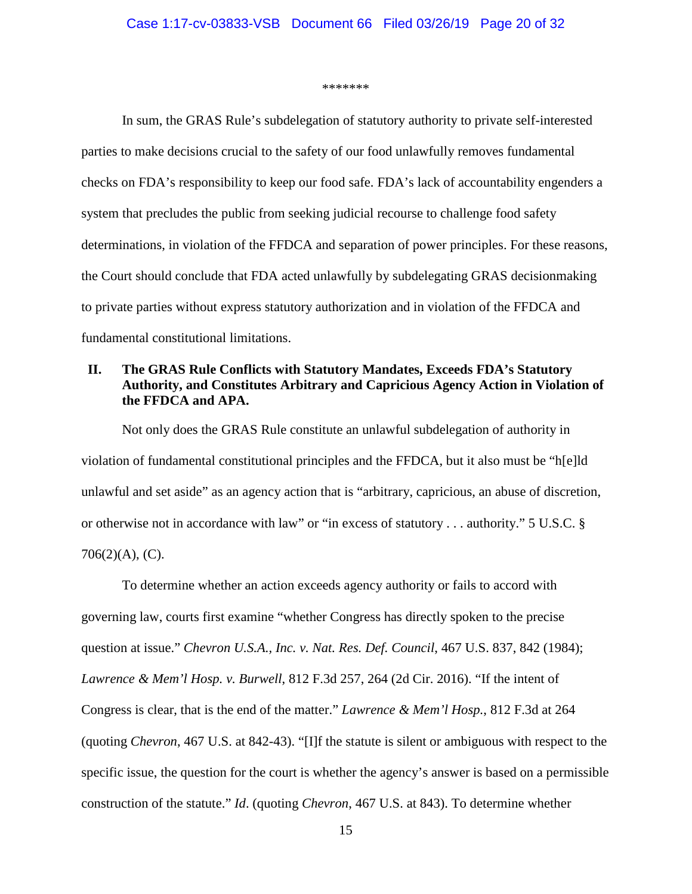\*\*\*\*\*\*\*

In sum, the GRAS Rule's subdelegation of statutory authority to private self-interested parties to make decisions crucial to the safety of our food unlawfully removes fundamental checks on FDA's responsibility to keep our food safe. FDA's lack of accountability engenders a system that precludes the public from seeking judicial recourse to challenge food safety determinations, in violation of the FFDCA and separation of power principles. For these reasons, the Court should conclude that FDA acted unlawfully by subdelegating GRAS decisionmaking to private parties without express statutory authorization and in violation of the FFDCA and fundamental constitutional limitations.

## II. The GRAS Rule Conflicts with Statutory Mandates, Exceeds FDA's Statutory Authority, and Constitutes Arbitrary and Capricious Agency Action in Violation of the FFDCA and APA.

Not only does the GRAS Rule constitute an unlawful subdelegation of authority in violation of fundamental constitutional principles and the FFDCA, but it also must be "h[e]ld unlawful and set aside" as an agency action that is "arbitrary, capricious, an abuse of discretion, or otherwise not in accordance with law" or "in excess of statutory . . . authority." 5 U.S.C. § 706(2)(A), (C).

To determine whether an action exceeds agency authority or fails to accord with governing law, courts first examine "whether Congress has directly spoken to the precise question at issue." *Chevron U.S.A., Inc. v. Nat. Res. Def. Council*, 467 U.S. 837, 842 (1984); *Lawrence & Mem'l Hosp. v. Burwell*, 812 F.3d 257, 264 (2d Cir. 2016). "If the intent of Congress is clear, that is the end of the matter." *Lawrence & Mem'l Hosp.*, 812 F.3d at 264 (quoting *Chevron*, 467 U.S. at 842-43). "[I]f the statute is silent or ambiguous with respect to the specific issue, the question for the court is whether the agency's answer is based on a permissible construction of the statute." *Id*. (quoting *Chevron*, 467 U.S. at 843). To determine whether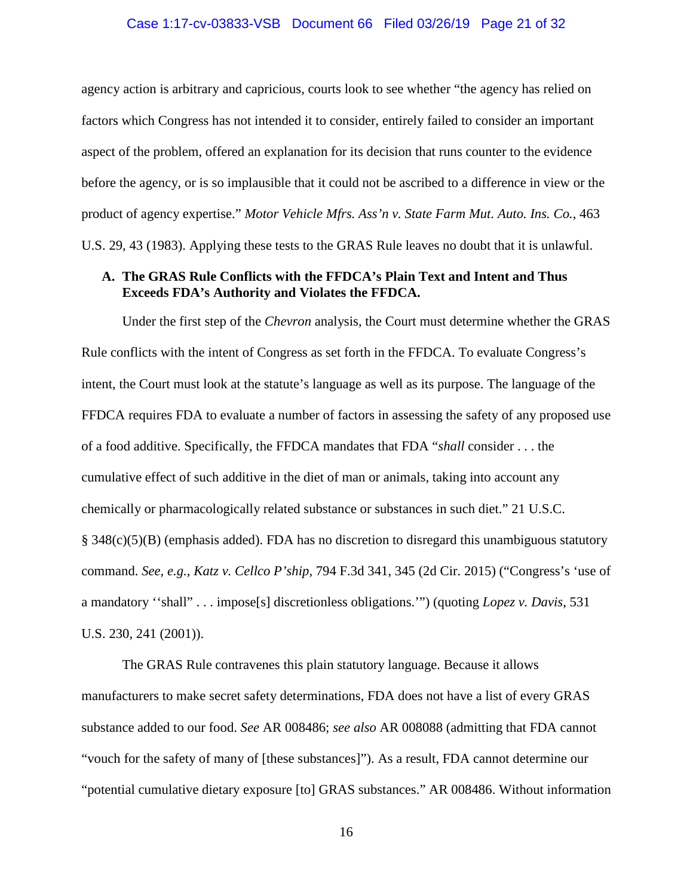agency action is arbitrary and capricious, courts look to see whether "the agency has relied on factors which Congress has not intended it to consider, entirely failed to consider an important aspect of the problem, offered an explanation for its decision that runs counter to the evidence before the agency, or is so implausible that it could not be ascribed to a difference in view or the product of agency expertise." *Motor Vehicle Mfrs. Ass'n v. State Farm Mut. Auto. Ins. Co.*, 463 U.S. 29, 43 (1983). Applying these tests to the GRAS Rule leaves no doubt that it is unlawful.

### A. The GRAS Rule Conflicts with the FFDCA's Plain Text and Intent and Thus Exceeds FDA's Authority and Violates the FFDCA.

Under the first step of the *Chevron* analysis, the Court must determine whether the GRAS Rule conflicts with the intent of Congress as set forth in the FFDCA. To evaluate Congress's intent, the Court must look at the statute's language as well as its purpose. The language of the FFDCA requires FDA to evaluate a number of factors in assessing the safety of any proposed use of a food additive. Specifically, the FFDCA mandates that FDA "*shall* consider . . . the cumulative effect of such additive in the diet of man or animals, taking into account any chemically or pharmacologically related substance or substances in such diet." 21 U.S.C. § 348(c)(5)(B) (emphasis added). FDA has no discretion to disregard this unambiguous statutory command. *See, e.g.*, *Katz v. Cellco P'ship*, 794 F.3d 341, 345 (2d Cir. 2015) ("Congress's 'use of a mandatory ''shall" . . . impose[s] discretionless obligations.'") (quoting *Lopez v. Davis*, 531 U.S. 230, 241 (2001)).

The GRAS Rule contravenes this plain statutory language. Because it allows manufacturers to make secret safety determinations, FDA does not have a list of every GRAS substance added to our food. *See* AR 008486; *see also* AR 008088 (admitting that FDA cannot "vouch for the safety of many of [these substances]"). As a result, FDA cannot determine our "potential cumulative dietary exposure [to] GRAS substances." AR 008486. Without information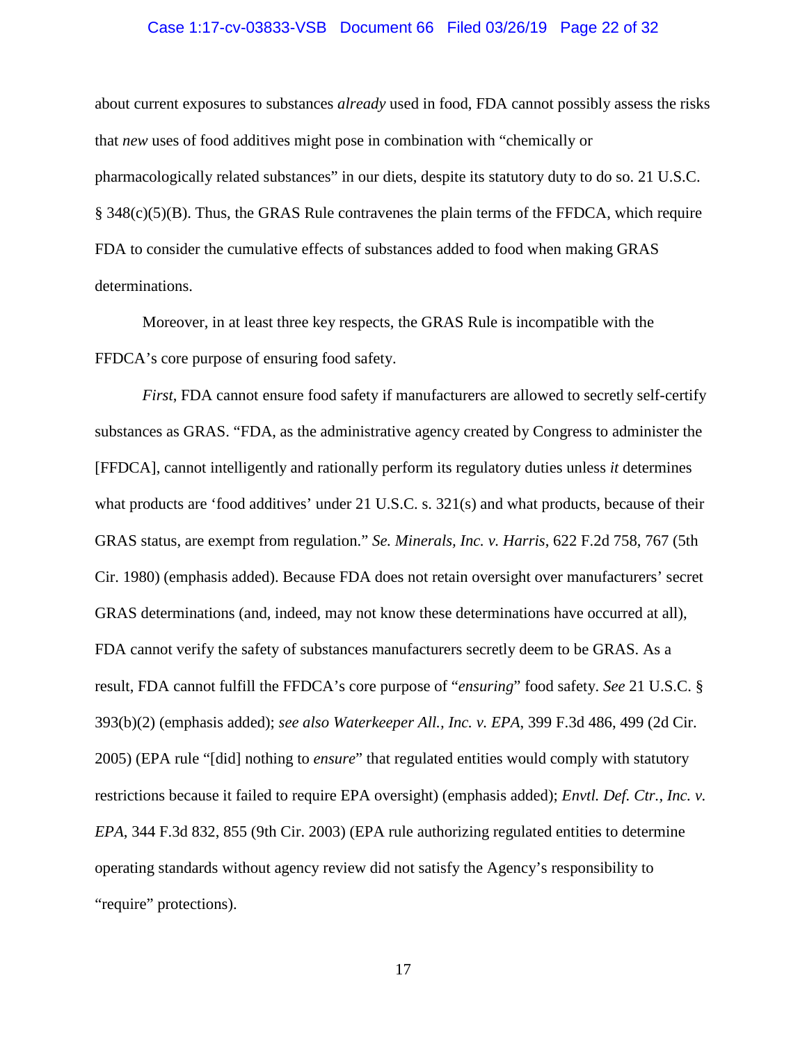about current exposures to substances *already* used in food, FDA cannot possibly assess the risks that *new* uses of food additives might pose in combination with "chemically or pharmacologically related substances" in our diets, despite its statutory duty to do so. 21 U.S.C. § 348(c)(5)(B). Thus, the GRAS Rule contravenes the plain terms of the FFDCA, which require FDA to consider the cumulative effects of substances added to food when making GRAS determinations.

Moreover, in at least three key respects, the GRAS Rule is incompatible with the FFDCA's core purpose of ensuring food safety.

*First*, FDA cannot ensure food safety if manufacturers are allowed to secretly self-certify substances as GRAS. "FDA, as the administrative agency created by Congress to administer the [FFDCA], cannot intelligently and rationally perform its regulatory duties unless *it* determines what products are 'food additives' under 21 U.S.C. s. 321(s) and what products, because of their GRAS status, are exempt from regulation." *Se. Minerals, Inc. v. Harris*, 622 F.2d 758, 767 (5th Cir. 1980) (emphasis added). Because FDA does not retain oversight over manufacturers' secret GRAS determinations (and, indeed, may not know these determinations have occurred at all), FDA cannot verify the safety of substances manufacturers secretly deem to be GRAS. As a result, FDA cannot fulfill the FFDCA's core purpose of "*ensuring*" food safety. *See* 21 U.S.C. § 393(b)(2) (emphasis added); *see also Waterkeeper All., Inc. v. EPA*, 399 F.3d 486, 499 (2d Cir. 2005) (EPA rule "[did] nothing to *ensure*" that regulated entities would comply with statutory restrictions because it failed to require EPA oversight) (emphasis added); *Envtl. Def. Ctr., Inc. v. EPA*, 344 F.3d 832, 855 (9th Cir. 2003) (EPA rule authorizing regulated entities to determine operating standards without agency review did not satisfy the Agency's responsibility to "require" protections).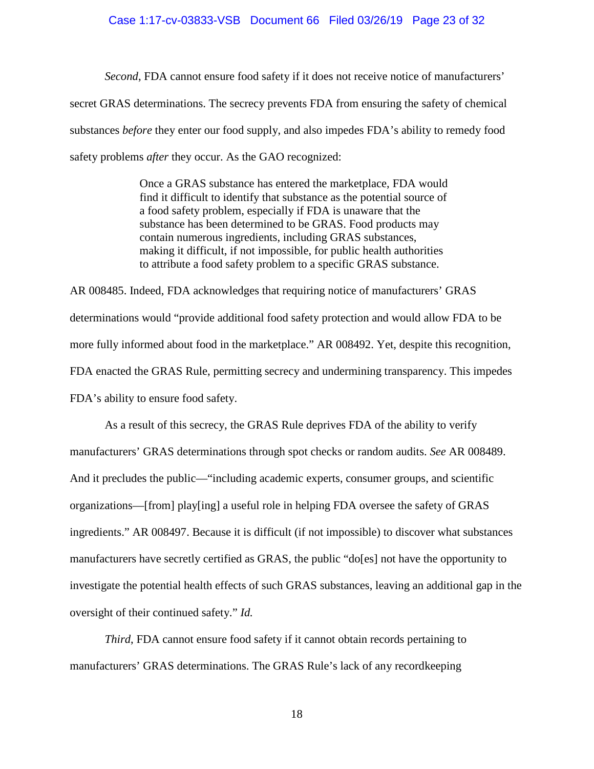*Second*, FDA cannot ensure food safety if it does not receive notice of manufacturers' secret GRAS determinations. The secrecy prevents FDA from ensuring the safety of chemical substances *before* they enter our food supply, and also impedes FDA's ability to remedy food safety problems *after* they occur. As the GAO recognized:

> Once a GRAS substance has entered the marketplace, FDA would find it difficult to identify that substance as the potential source of a food safety problem, especially if FDA is unaware that the substance has been determined to be GRAS. Food products may contain numerous ingredients, including GRAS substances, making it difficult, if not impossible, for public health authorities to attribute a food safety problem to a specific GRAS substance.

AR 008485. Indeed, FDA acknowledges that requiring notice of manufacturers' GRAS determinations would "provide additional food safety protection and would allow FDA to be more fully informed about food in the marketplace." AR 008492. Yet, despite this recognition, FDA enacted the GRAS Rule, permitting secrecy and undermining transparency. This impedes FDA's ability to ensure food safety.

As a result of this secrecy, the GRAS Rule deprives FDA of the ability to verify manufacturers' GRAS determinations through spot checks or random audits. *See* AR 008489. And it precludes the public—"including academic experts, consumer groups, and scientific organizations—[from] play[ing] a useful role in helping FDA oversee the safety of GRAS ingredients." AR 008497. Because it is difficult (if not impossible) to discover what substances manufacturers have secretly certified as GRAS, the public "do[es] not have the opportunity to investigate the potential health effects of such GRAS substances, leaving an additional gap in the oversight of their continued safety." *Id.*

*Third*, FDA cannot ensure food safety if it cannot obtain records pertaining to manufacturers' GRAS determinations. The GRAS Rule's lack of any recordkeeping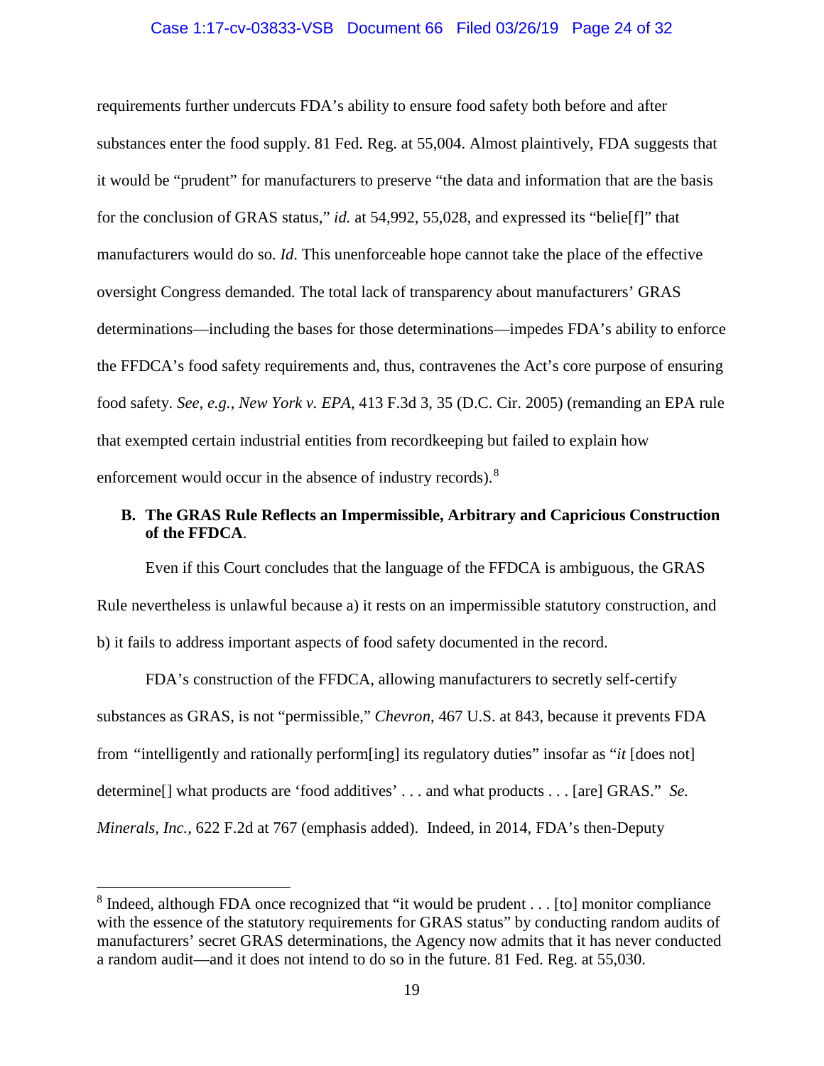requirements further undercuts FDA's ability to ensure food safety both before and after substances enter the food supply. 81 Fed. Reg. at 55,004. Almost plaintively, FDA suggests that it would be "prudent" for manufacturers to preserve "the data and information that are the basis for the conclusion of GRAS status," *id.* at 54,992, 55,028, and expressed its "belie[f]" that manufacturers would do so. *Id*. This unenforceable hope cannot take the place of the effective oversight Congress demanded. The total lack of transparency about manufacturers' GRAS determinations—including the bases for those determinations—impedes FDA's ability to enforce the FFDCA's food safety requirements and, thus, contravenes the Act's core purpose of ensuring food safety. *See, e.g.*, *New York v. EPA*, 413 F.3d 3, 35 (D.C. Cir. 2005) (remanding an EPA rule that exempted certain industrial entities from recordkeeping but failed to explain how enforcement would occur in the absence of industry records).[8]

**B. The GRAS Rule Reflects an Impermissible, Arbitrary and Capricious Construction of the FFDCA**.

Even if this Court concludes that the language of the FFDCA is ambiguous, the GRAS Rule nevertheless is unlawful because a) it rests on an impermissible statutory construction, and b) it fails to address important aspects of food safety documented in the record.

FDA's construction of the FFDCA, allowing manufacturers to secretly self-certify substances as GRAS, is not "permissible," *Chevron*, 467 U.S. at 843, because it prevents FDA from "intelligently and rationally perform[ing] its regulatory duties" insofar as "*it* [does not] determine[] what products are 'food additives' . . . and what products . . . [are] GRAS." *Se. Minerals, Inc.*, 622 F.2d at 767 (emphasis added). Indeed, in 2014, FDA's then-Deputy

---

[8] Indeed, although FDA once recognized that "it would be prudent . . . [to] monitor compliance with the essence of the statutory requirements for GRAS status" by conducting random audits of manufacturers' secret GRAS determinations, the Agency now admits that it has never conducted a random audit—and it does not intend to do so in the future. 81 Fed. Reg. at 55,030.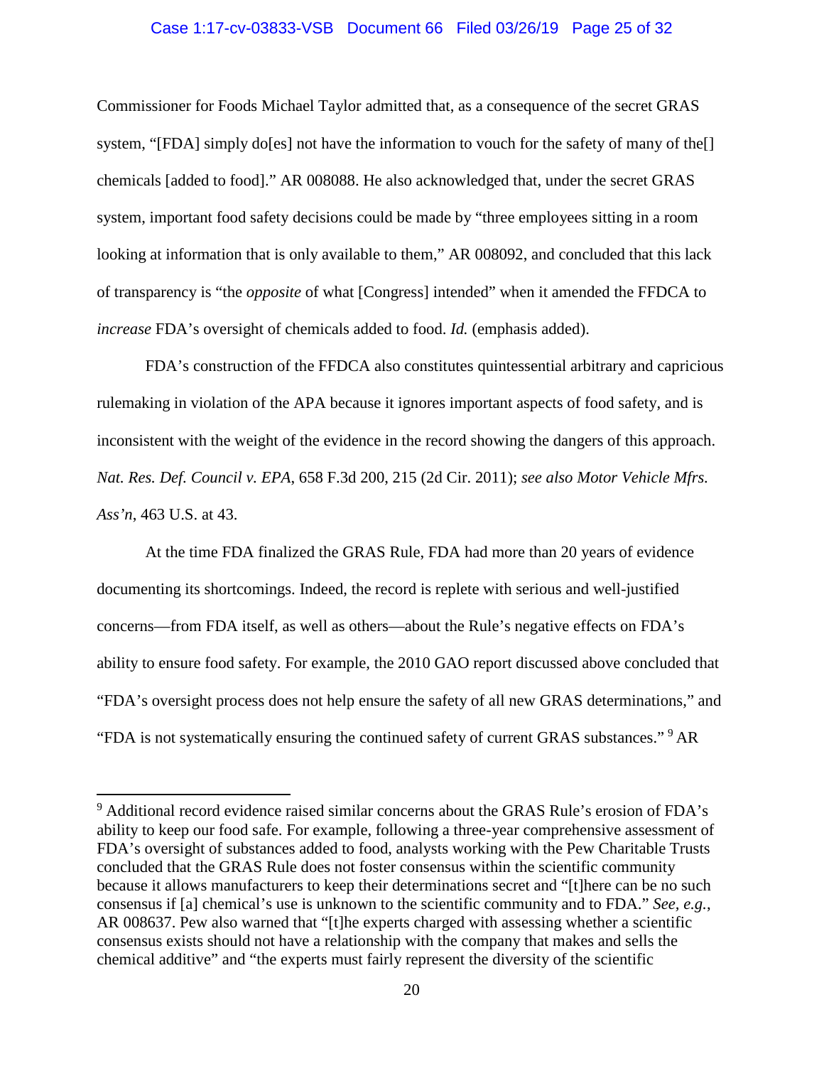Commissioner for Foods Michael Taylor admitted that, as a consequence of the secret GRAS system, "[FDA] simply do[es] not have the information to vouch for the safety of many of the[] chemicals [added to food]." AR 008088. He also acknowledged that, under the secret GRAS system, important food safety decisions could be made by "three employees sitting in a room looking at information that is only available to them," AR 008092, and concluded that this lack of transparency is "the *opposite* of what [Congress] intended" when it amended the FFDCA to *increase* FDA's oversight of chemicals added to food. *Id.* (emphasis added).

FDA's construction of the FFDCA also constitutes quintessential arbitrary and capricious rulemaking in violation of the APA because it ignores important aspects of food safety, and is inconsistent with the weight of the evidence in the record showing the dangers of this approach. *Nat. Res. Def. Council v. EPA*, 658 F.3d 200, 215 (2d Cir. 2011); *see also Motor Vehicle Mfrs. Ass'n*, 463 U.S. at 43.

At the time FDA finalized the GRAS Rule, FDA had more than 20 years of evidence documenting its shortcomings. Indeed, the record is replete with serious and well-justified concerns—from FDA itself, as well as others—about the Rule's negative effects on FDA's ability to ensure food safety. For example, the 2010 GAO report discussed above concluded that "FDA's oversight process does not help ensure the safety of all new GRAS determinations," and "FDA is not systematically ensuring the continued safety of current GRAS substances." [9] AR

[9] Additional record evidence raised similar concerns about the GRAS Rule's erosion of FDA's ability to keep our food safe. For example, following a three-year comprehensive assessment of FDA's oversight of substances added to food, analysts working with the Pew Charitable Trusts concluded that the GRAS Rule does not foster consensus within the scientific community because it allows manufacturers to keep their determinations secret and "[t]here can be no such consensus if [a] chemical's use is unknown to the scientific community and to FDA." *See, e.g.*, AR 008637. Pew also warned that "[t]he experts charged with assessing whether a scientific consensus exists should not have a relationship with the company that makes and sells the chemical additive" and "the experts must fairly represent the diversity of the scientific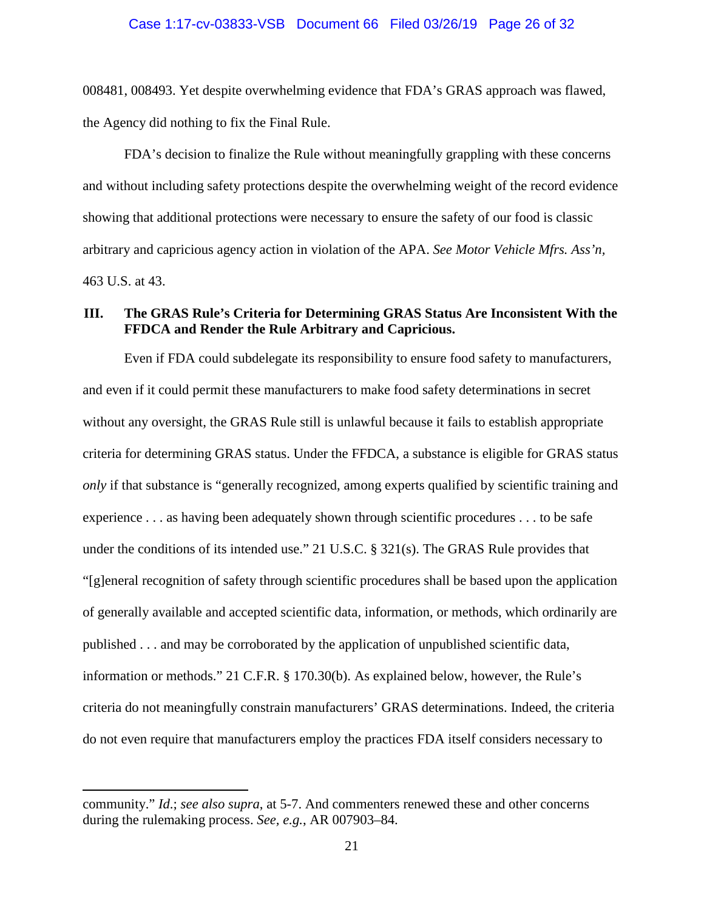008481, 008493. Yet despite overwhelming evidence that FDA's GRAS approach was flawed, the Agency did nothing to fix the Final Rule.

FDA's decision to finalize the Rule without meaningfully grappling with these concerns and without including safety protections despite the overwhelming weight of the record evidence showing that additional protections were necessary to ensure the safety of our food is classic arbitrary and capricious agency action in violation of the APA. *See Motor Vehicle Mfrs. Ass'n*, 463 U.S. at 43.

## III. The GRAS Rule's Criteria for Determining GRAS Status Are Inconsistent With the FFDCA and Render the Rule Arbitrary and Capricious.

Even if FDA could subdelegate its responsibility to ensure food safety to manufacturers, and even if it could permit these manufacturers to make food safety determinations in secret without any oversight, the GRAS Rule still is unlawful because it fails to establish appropriate criteria for determining GRAS status. Under the FFDCA, a substance is eligible for GRAS status *only* if that substance is "generally recognized, among experts qualified by scientific training and experience . . . as having been adequately shown through scientific procedures . . . to be safe under the conditions of its intended use." 21 U.S.C. § 321(s). The GRAS Rule provides that "[g]eneral recognition of safety through scientific procedures shall be based upon the application of generally available and accepted scientific data, information, or methods, which ordinarily are published . . . and may be corroborated by the application of unpublished scientific data, information or methods." 21 C.F.R. § 170.30(b). As explained below, however, the Rule's criteria do not meaningfully constrain manufacturers' GRAS determinations. Indeed, the criteria do not even require that manufacturers employ the practices FDA itself considers necessary to

---

community." *Id.*; *see also supra*, at 5-7. And commenters renewed these and other concerns during the rulemaking process. *See, e.g.*, AR 007903–84.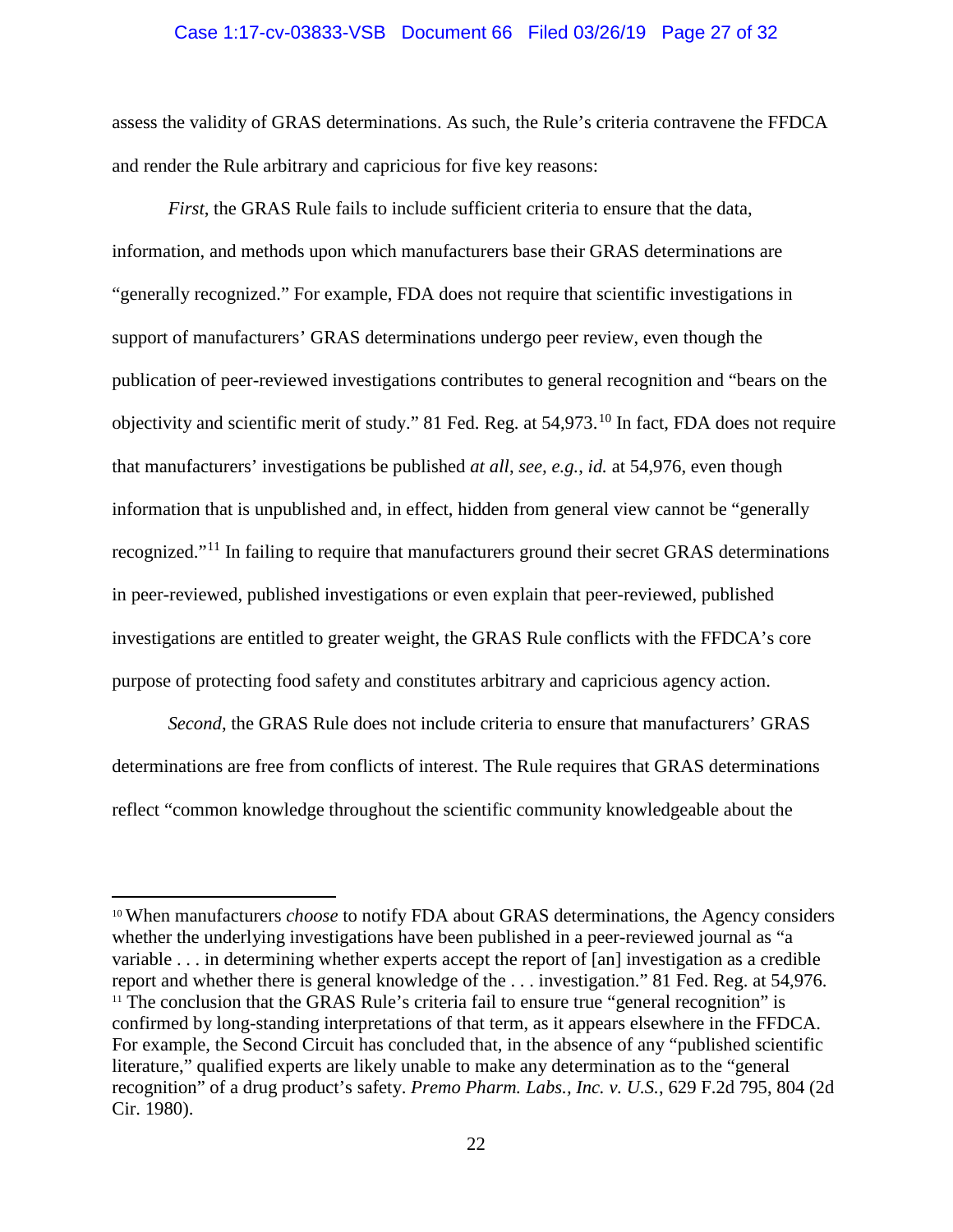assess the validity of GRAS determinations. As such, the Rule's criteria contravene the FFDCA and render the Rule arbitrary and capricious for five key reasons:

*First*, the GRAS Rule fails to include sufficient criteria to ensure that the data, information, and methods upon which manufacturers base their GRAS determinations are "generally recognized." For example, FDA does not require that scientific investigations in support of manufacturers' GRAS determinations undergo peer review, even though the publication of peer-reviewed investigations contributes to general recognition and "bears on the objectivity and scientific merit of study." 81 Fed. Reg. at 54,973.[10] In fact, FDA does not require that manufacturers' investigations be published *at all*, *see, e.g.*, *id.* at 54,976, even though information that is unpublished and, in effect, hidden from general view cannot be "generally recognized."[11] In failing to require that manufacturers ground their secret GRAS determinations in peer-reviewed, published investigations or even explain that peer-reviewed, published investigations are entitled to greater weight, the GRAS Rule conflicts with the FFDCA's core purpose of protecting food safety and constitutes arbitrary and capricious agency action.

*Second*, the GRAS Rule does not include criteria to ensure that manufacturers' GRAS determinations are free from conflicts of interest. The Rule requires that GRAS determinations reflect "common knowledge throughout the scientific community knowledgeable about the

---

[10] When manufacturers *choose* to notify FDA about GRAS determinations, the Agency considers whether the underlying investigations have been published in a peer-reviewed journal as "a variable . . . in determining whether experts accept the report of [an] investigation as a credible report and whether there is general knowledge of the . . . investigation." 81 Fed. Reg. at 54,976.

[11] The conclusion that the GRAS Rule's criteria fail to ensure true "general recognition" is confirmed by long-standing interpretations of that term, as it appears elsewhere in the FFDCA. For example, the Second Circuit has concluded that, in the absence of any "published scientific literature," qualified experts are likely unable to make any determination as to the "general recognition" of a drug product's safety. *Premo Pharm. Labs., Inc. v. U.S.*, 629 F.2d 795, 804 (2d Cir. 1980).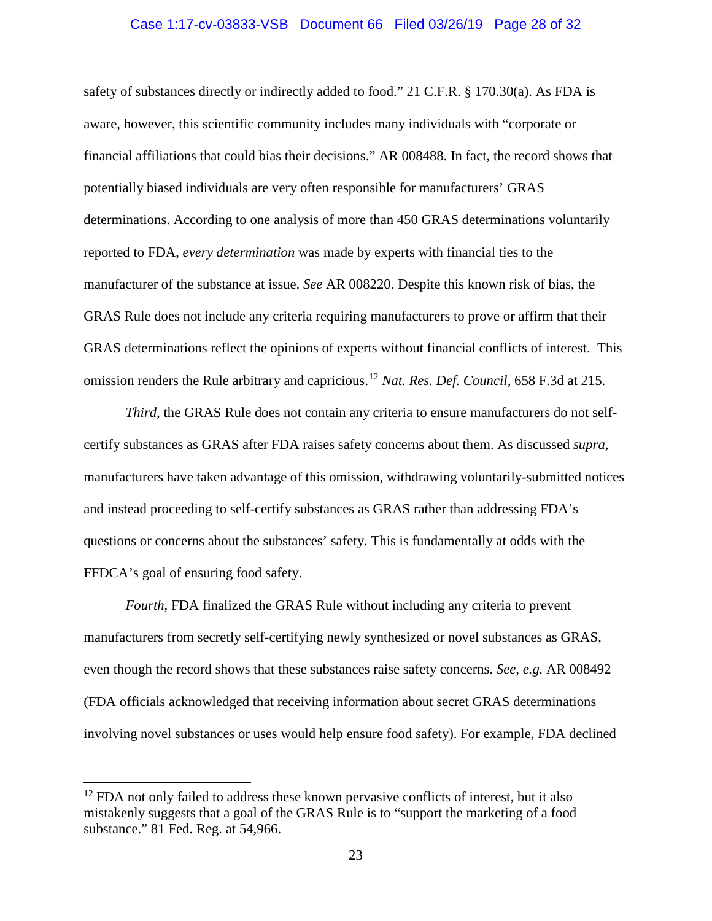safety of substances directly or indirectly added to food." 21 C.F.R. § 170.30(a). As FDA is aware, however, this scientific community includes many individuals with "corporate or financial affiliations that could bias their decisions." AR 008488. In fact, the record shows that potentially biased individuals are very often responsible for manufacturers' GRAS determinations. According to one analysis of more than 450 GRAS determinations voluntarily reported to FDA, *every determination* was made by experts with financial ties to the manufacturer of the substance at issue. *See* AR 008220. Despite this known risk of bias, the GRAS Rule does not include any criteria requiring manufacturers to prove or affirm that their GRAS determinations reflect the opinions of experts without financial conflicts of interest. This omission renders the Rule arbitrary and capricious.[12] *Nat. Res. Def. Council*, 658 F.3d at 215.

*Third*, the GRAS Rule does not contain any criteria to ensure manufacturers do not self-certify substances as GRAS after FDA raises safety concerns about them. As discussed *supra*, manufacturers have taken advantage of this omission, withdrawing voluntarily-submitted notices and instead proceeding to self-certify substances as GRAS rather than addressing FDA's questions or concerns about the substances' safety. This is fundamentally at odds with the FFDCA's goal of ensuring food safety.

*Fourth*, FDA finalized the GRAS Rule without including any criteria to prevent manufacturers from secretly self-certifying newly synthesized or novel substances as GRAS, even though the record shows that these substances raise safety concerns. *See, e.g.* AR 008492 (FDA officials acknowledged that receiving information about secret GRAS determinations involving novel substances or uses would help ensure food safety). For example, FDA declined

[12] FDA not only failed to address these known pervasive conflicts of interest, but it also mistakenly suggests that a goal of the GRAS Rule is to "support the marketing of a food substance." 81 Fed. Reg. at 54,966.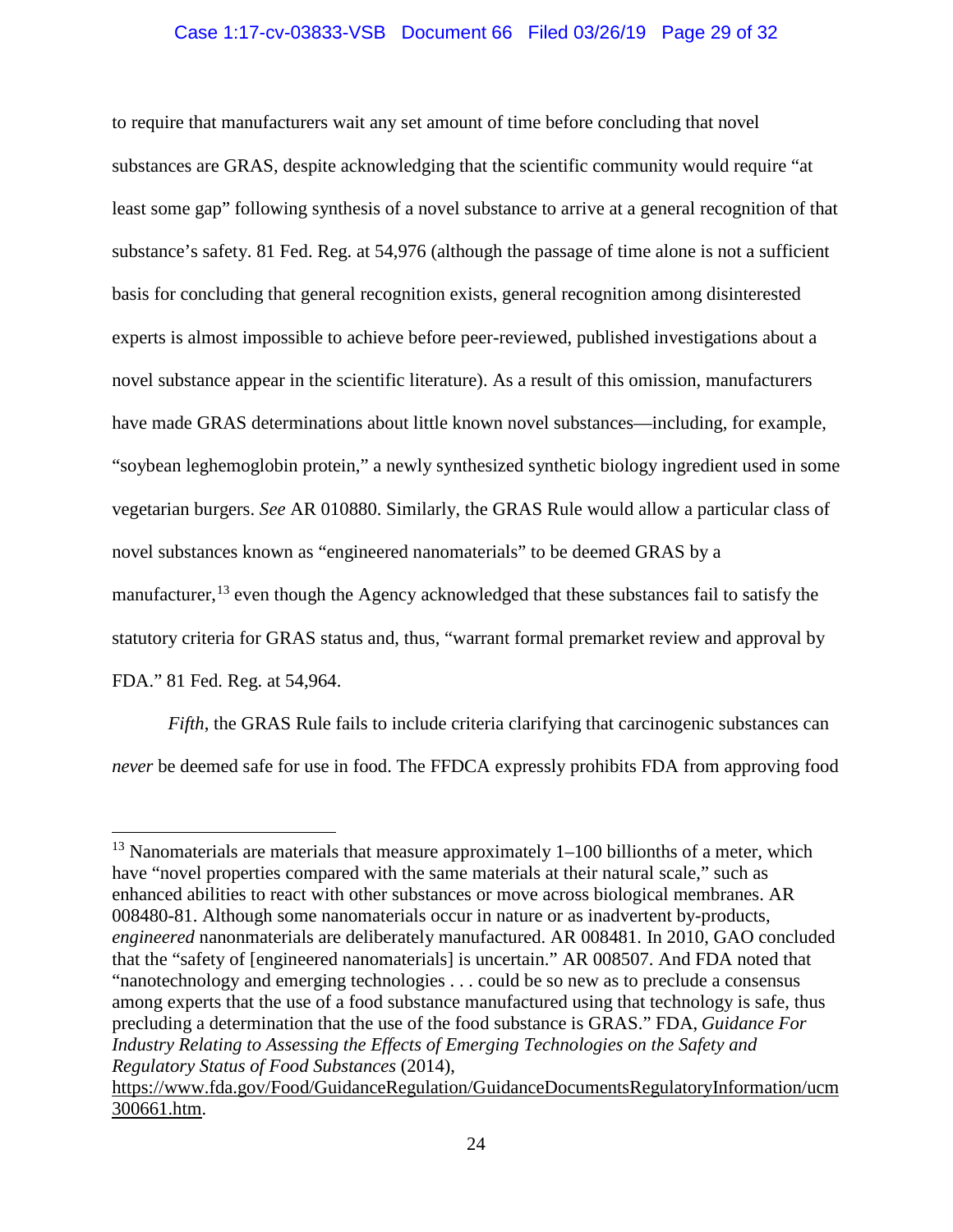to require that manufacturers wait any set amount of time before concluding that novel substances are GRAS, despite acknowledging that the scientific community would require "at least some gap" following synthesis of a novel substance to arrive at a general recognition of that substance's safety. 81 Fed. Reg. at 54,976 (although the passage of time alone is not a sufficient basis for concluding that general recognition exists, general recognition among disinterested experts is almost impossible to achieve before peer-reviewed, published investigations about a novel substance appear in the scientific literature). As a result of this omission, manufacturers have made GRAS determinations about little known novel substances—including, for example, "soybean leghemoglobin protein," a newly synthesized synthetic biology ingredient used in some vegetarian burgers. *See* AR 010880. Similarly, the GRAS Rule would allow a particular class of novel substances known as "engineered nanomaterials" to be deemed GRAS by a manufacturer,[13] even though the Agency acknowledged that these substances fail to satisfy the statutory criteria for GRAS status and, thus, "warrant formal premarket review and approval by FDA." 81 Fed. Reg. at 54,964.

*Fifth*, the GRAS Rule fails to include criteria clarifying that carcinogenic substances can *never* be deemed safe for use in food. The FFDCA expressly prohibits FDA from approving food

---

[13] Nanomaterials are materials that measure approximately 1–100 billionths of a meter, which have "novel properties compared with the same materials at their natural scale," such as enhanced abilities to react with other substances or move across biological membranes. AR 008480-81. Although some nanomaterials occur in nature or as inadvertent by-products, *engineered* nanonmaterials are deliberately manufactured. AR 008481. In 2010, GAO concluded that the "safety of [engineered nanomaterials] is uncertain." AR 008507. And FDA noted that "nanotechnology and emerging technologies . . . could be so new as to preclude a consensus among experts that the use of a food substance manufactured using that technology is safe, thus precluding a determination that the use of the food substance is GRAS." FDA, *Guidance For Industry Relating to Assessing the Effects of Emerging Technologies on the Safety and Regulatory Status of Food Substances* (2014), https://www.fda.gov/Food/GuidanceRegulation/GuidanceDocumentsRegulatoryInformation/ucm300661.htm.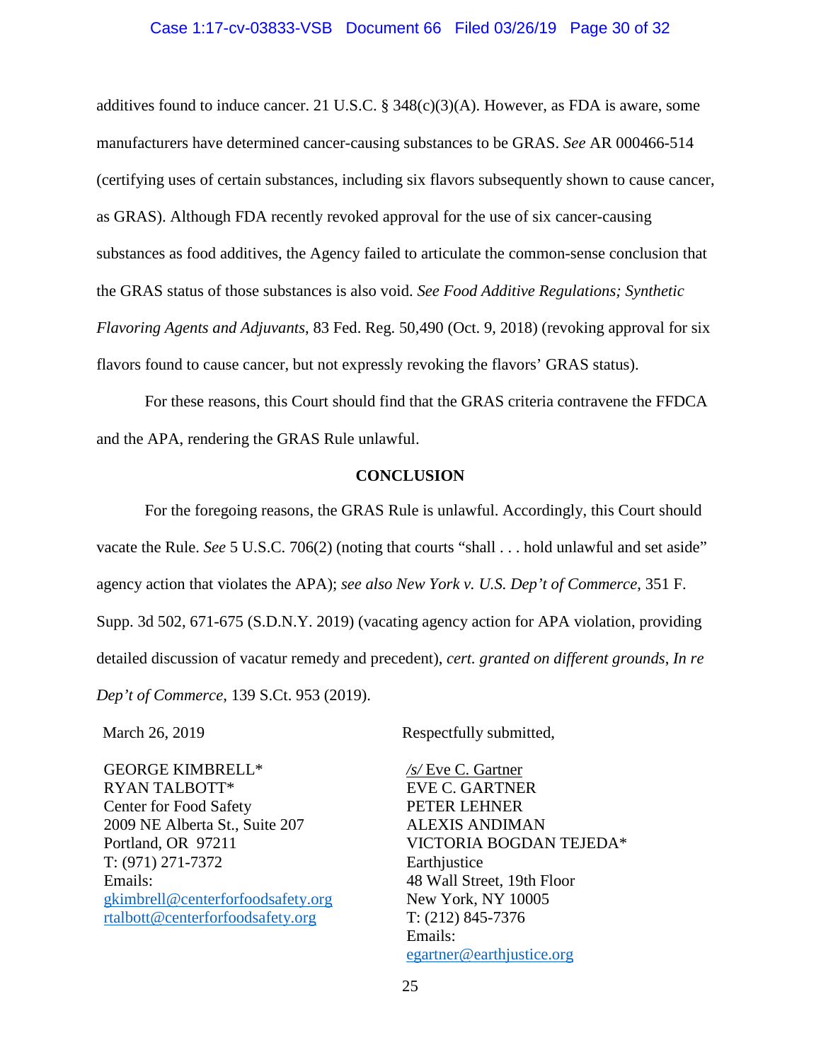additives found to induce cancer. 21 U.S.C. § 348(c)(3)(A). However, as FDA is aware, some manufacturers have determined cancer-causing substances to be GRAS. *See* AR 000466-514 (certifying uses of certain substances, including six flavors subsequently shown to cause cancer, as GRAS). Although FDA recently revoked approval for the use of six cancer-causing substances as food additives, the Agency failed to articulate the common-sense conclusion that the GRAS status of those substances is also void. *See Food Additive Regulations; Synthetic Flavoring Agents and Adjuvants*, 83 Fed. Reg. 50,490 (Oct. 9, 2018) (revoking approval for six flavors found to cause cancer, but not expressly revoking the flavors' GRAS status).

For these reasons, this Court should find that the GRAS criteria contravene the FFDCA and the APA, rendering the GRAS Rule unlawful.

## CONCLUSION

For the foregoing reasons, the GRAS Rule is unlawful. Accordingly, this Court should vacate the Rule. *See* 5 U.S.C. 706(2) (noting that courts "shall . . . hold unlawful and set aside" agency action that violates the APA); *see also New York v. U.S. Dep't of Commerce*, 351 F. Supp. 3d 502, 671-675 (S.D.N.Y. 2019) (vacating agency action for APA violation, providing detailed discussion of vacatur remedy and precedent), *cert. granted on different grounds*, *In re Dep't of Commerce*, 139 S.Ct. 953 (2019).

March 26, 2019

Respectfully submitted,

GEORGE KIMBRELL*
RYAN TALBOTT*
Center for Food Safety
2009 NE Alberta St., Suite 207
Portland, OR 97211
T: (971) 271-7372
Emails:
gkimbrell@centerforfoodsafety.org
rtalbott@centerforfoodsafety.org

*/s/* Eve C. Gartner
EVE C. GARTNER
PETER LEHNER
ALEXIS ANDIMAN
VICTORIA BOGDAN TEJEDA*
Earthjustice
48 Wall Street, 19th Floor
New York, NY 10005
T: (212) 845-7376
Emails:
egartner@earthjustice.org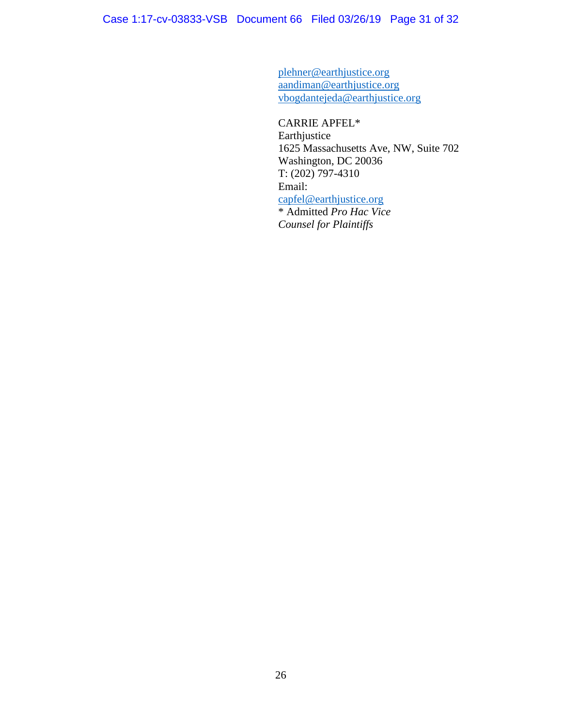plehner@earthjustice.org
aandiman@earthjustice.org
vbogdantejeda@earthjustice.org

CARRIE APFEL*
Earthjustice
1625 Massachusetts Ave, NW, Suite 702
Washington, DC 20036
T: (202) 797-4310
Email:
capfel@earthjustice.org
* Admitted *Pro Hac Vice*
*Counsel for Plaintiffs*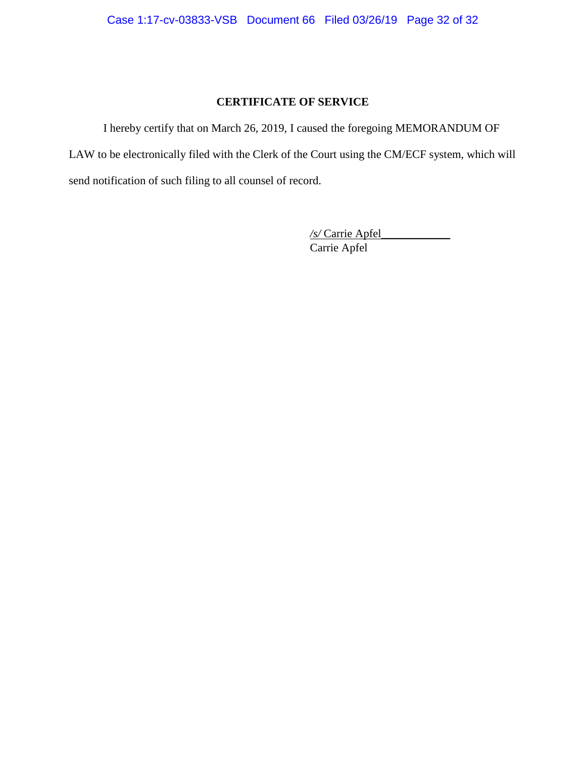**CERTIFICATE OF SERVICE**

I hereby certify that on March 26, 2019, I caused the foregoing MEMORANDUM OF LAW to be electronically filed with the Clerk of the Court using the CM/ECF system, which will send notification of such filing to all counsel of record.

*/s/* Carrie Apfel\_\_\_\_\_\_\_\_\_\_\_\_
Carrie Apfel